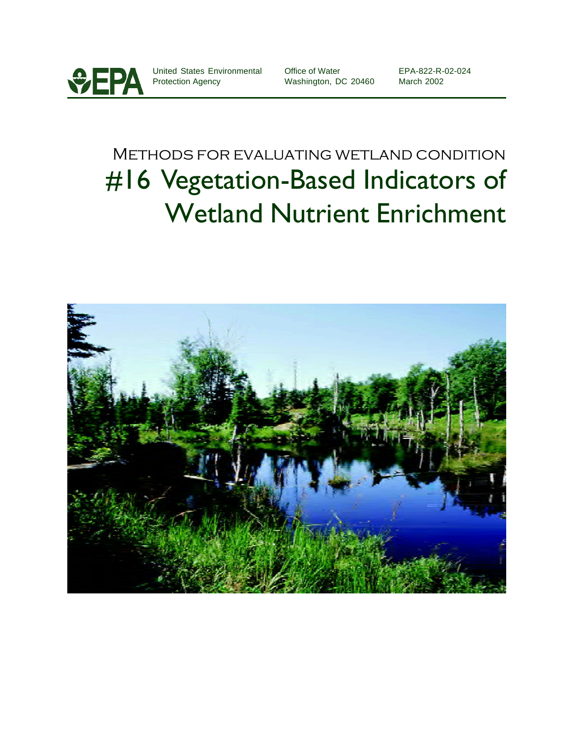United States Environmental Protection Agency

Office of Water
Washington, DC 20460

EPA-822-R-02-024
March 2002

# METHODS FOR EVALUATING WETLAND CONDITION

# #16 Vegetation-Based Indicators of Wetland Nutrient Enrichment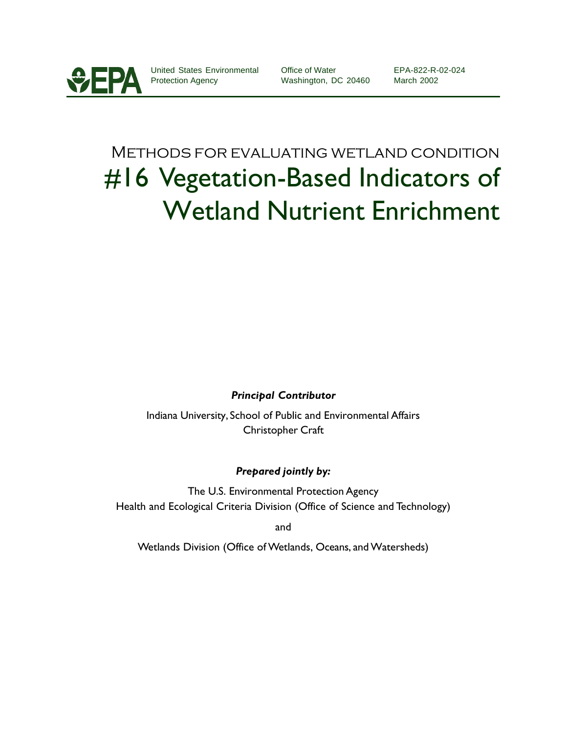United States Environmental Protection Agency

Office of Water
Washington, DC 20460

EPA-822-R-02-024
March 2002

# Methods for evaluating wetland condition
# #16 Vegetation-Based Indicators of Wetland Nutrient Enrichment

***Principal Contributor***

Indiana University, School of Public and Environmental Affairs
Christopher Craft

***Prepared jointly by:***

The U.S. Environmental Protection Agency
Health and Ecological Criteria Division (Office of Science and Technology)

and

Wetlands Division (Office of Wetlands, Oceans, and Watersheds)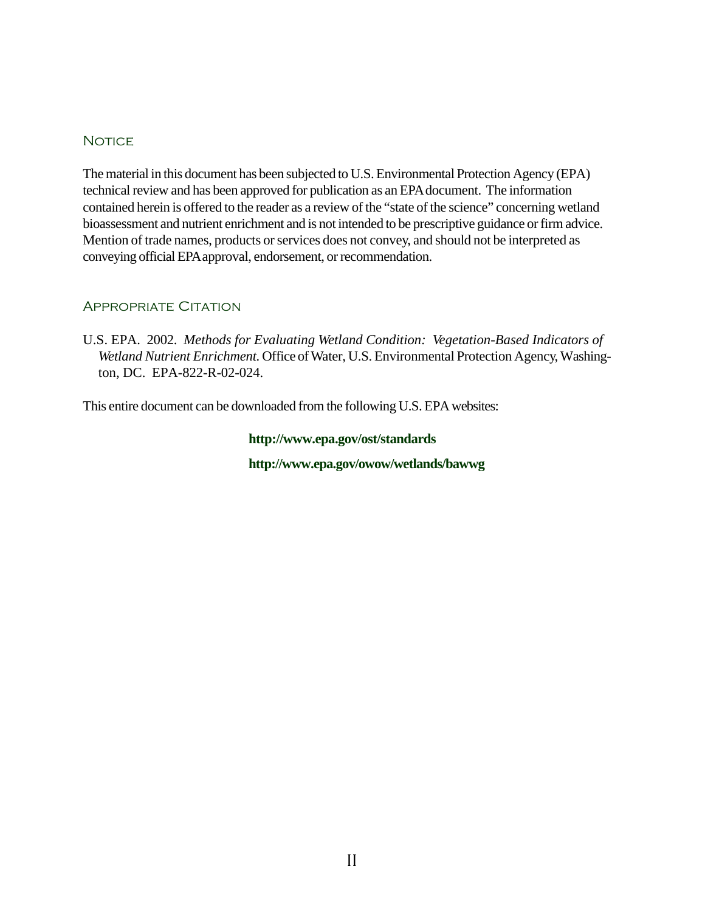## Notice

The material in this document has been subjected to U.S. Environmental Protection Agency (EPA) technical review and has been approved for publication as an EPA document. The information contained herein is offered to the reader as a review of the "state of the science" concerning wetland bioassessment and nutrient enrichment and is not intended to be prescriptive guidance or firm advice. Mention of trade names, products or services does not convey, and should not be interpreted as conveying official EPA approval, endorsement, or recommendation.

## Appropriate Citation

U.S. EPA. 2002. *Methods for Evaluating Wetland Condition: Vegetation-Based Indicators of Wetland Nutrient Enrichment.* Office of Water, U.S. Environmental Protection Agency, Washington, DC. EPA-822-R-02-024.

This entire document can be downloaded from the following U.S. EPA websites:

**http://www.epa.gov/ost/standards**

**http://www.epa.gov/owow/wetlands/bawwg**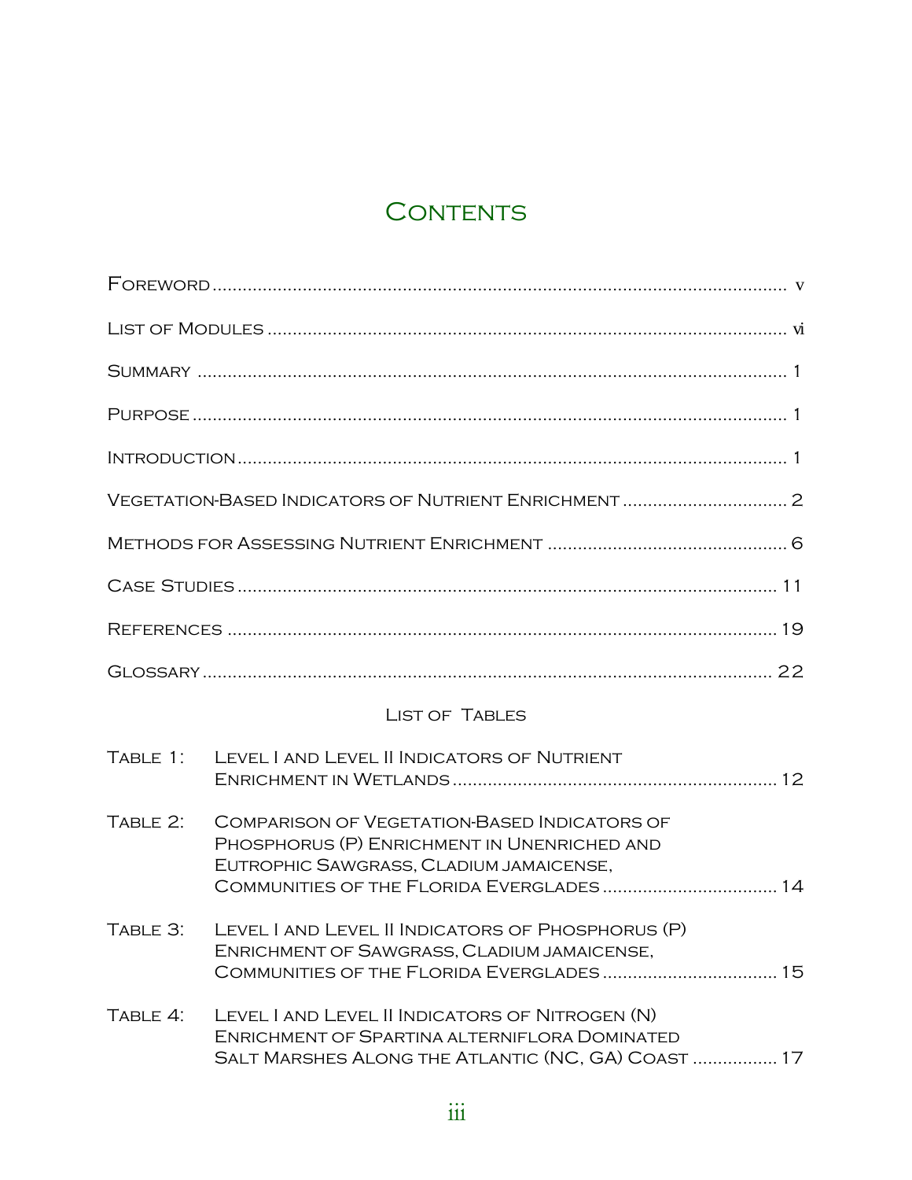# Contents

Foreword .................................................................................................... v

List of Modules ........................................................................................ vi

Summary ...................................................................................................... 1

Purpose ........................................................................................................ 1

Introduction .................................................................................................. 1

Vegetation-Based Indicators of Nutrient Enrichment ................................. 2

Methods for Assessing Nutrient Enrichment ............................................... 6

Case Studies ............................................................................................... 11

References ................................................................................................. 19

Glossary ..................................................................................................... 22

## List of Tables

Table 1: Level I and Level II Indicators of Nutrient Enrichment in Wetlands ........................................................... 12

Table 2: Comparison of Vegetation-Based Indicators of Phosphorus (P) Enrichment in Unenriched and Eutrophic Sawgrass, Cladium jamaicense, Communities of the Florida Everglades .................................... 14

Table 3: Level I and Level II Indicators of Phosphorus (P) Enrichment of Sawgrass, Cladium jamaicense, Communities of the Florida Everglades .................................... 15

Table 4: Level I and Level II Indicators of Nitrogen (N) Enrichment of Spartina alterniflora Dominated Salt Marshes Along the Atlantic (NC, GA) Coast ................. 17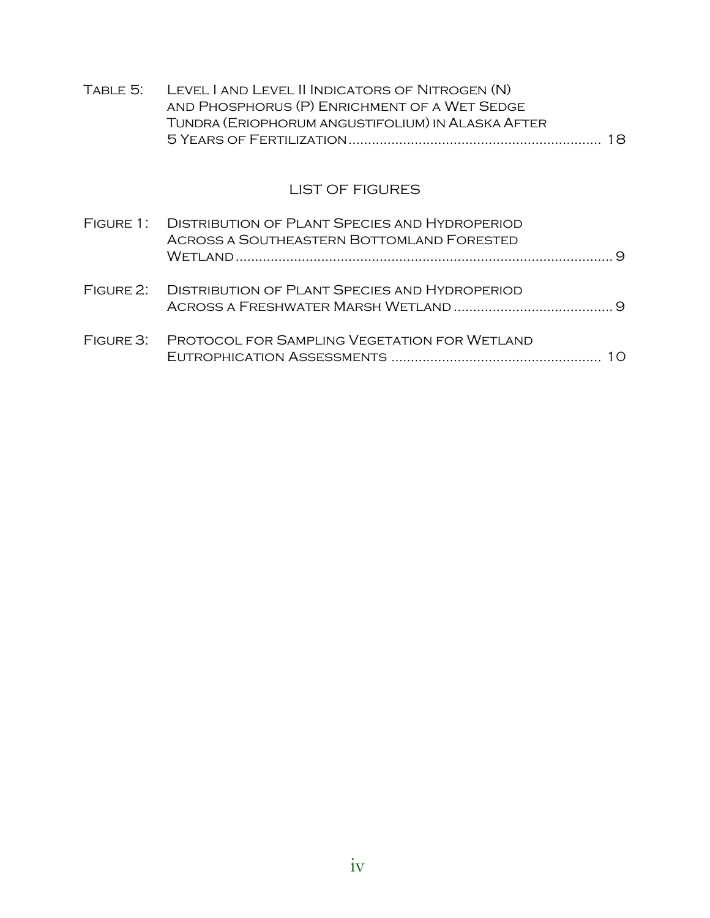Table 5: Level I and Level II Indicators of Nitrogen (N) and Phosphorus (P) Enrichment of a Wet Sedge Tundra (Eriophorum angustifolium) in Alaska After 5 Years of Fertilization ................................................................ 18

## LIST OF FIGURES

Figure 1: Distribution of Plant Species and Hydroperiod Across a Southeastern Bottomland Forested Wetland ................................................................................................ 9

Figure 2: Distribution of Plant Species and Hydroperiod Across a Freshwater Marsh Wetland ........................................ 9

Figure 3: Protocol for Sampling Vegetation for Wetland Eutrophication Assessments ..................................................... 10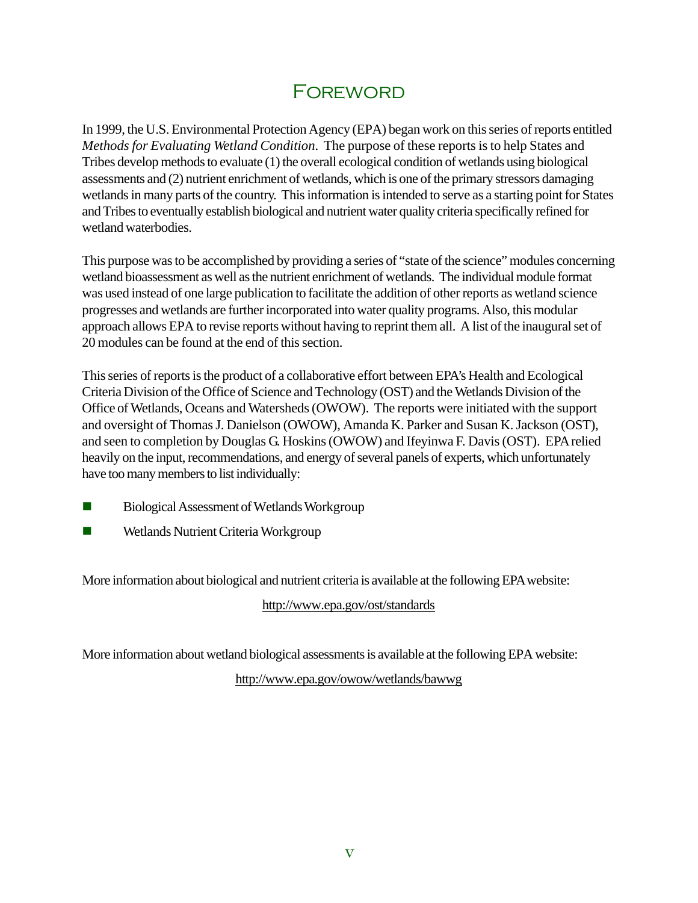# Foreword

In 1999, the U.S. Environmental Protection Agency (EPA) began work on this series of reports entitled *Methods for Evaluating Wetland Condition*. The purpose of these reports is to help States and Tribes develop methods to evaluate (1) the overall ecological condition of wetlands using biological assessments and (2) nutrient enrichment of wetlands, which is one of the primary stressors damaging wetlands in many parts of the country. This information is intended to serve as a starting point for States and Tribes to eventually establish biological and nutrient water quality criteria specifically refined for wetland waterbodies.

This purpose was to be accomplished by providing a series of "state of the science" modules concerning wetland bioassessment as well as the nutrient enrichment of wetlands. The individual module format was used instead of one large publication to facilitate the addition of other reports as wetland science progresses and wetlands are further incorporated into water quality programs. Also, this modular approach allows EPA to revise reports without having to reprint them all. A list of the inaugural set of 20 modules can be found at the end of this section.

This series of reports is the product of a collaborative effort between EPA's Health and Ecological Criteria Division of the Office of Science and Technology (OST) and the Wetlands Division of the Office of Wetlands, Oceans and Watersheds (OWOW). The reports were initiated with the support and oversight of Thomas J. Danielson (OWOW), Amanda K. Parker and Susan K. Jackson (OST), and seen to completion by Douglas G. Hoskins (OWOW) and Ifeyinwa F. Davis (OST). EPA relied heavily on the input, recommendations, and energy of several panels of experts, which unfortunately have too many members to list individually:

- Biological Assessment of Wetlands Workgroup
- Wetlands Nutrient Criteria Workgroup

More information about biological and nutrient criteria is available at the following EPA website:

http://www.epa.gov/ost/standards

More information about wetland biological assessments is available at the following EPA website:

http://www.epa.gov/owow/wetlands/bawwg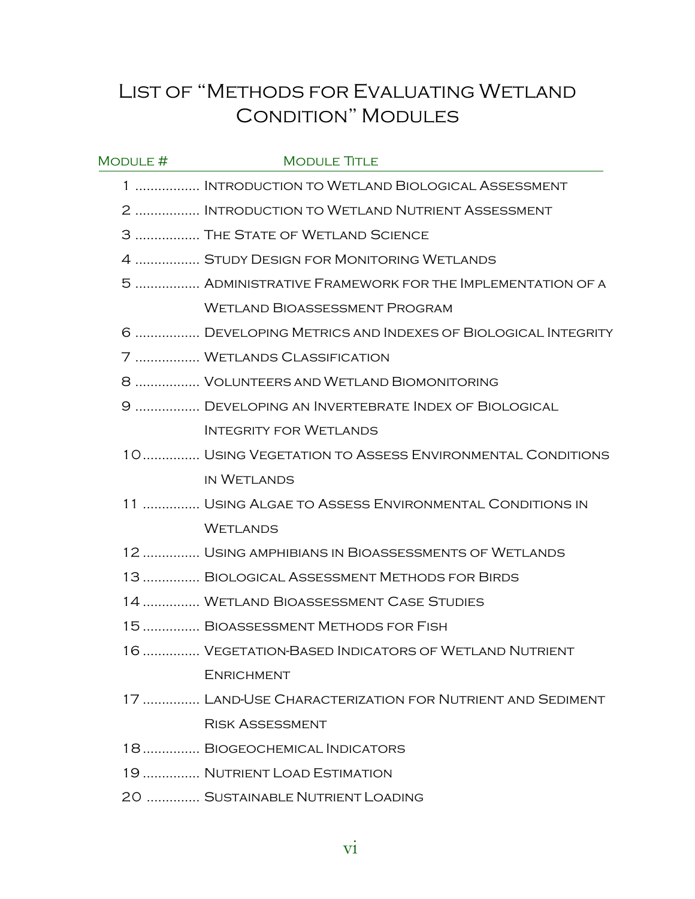# List of "Methods for Evaluating Wetland Condition" Modules

| Module # | Module Title |
|---|---|
| 1 | Introduction to Wetland Biological Assessment |
| 2 | Introduction to Wetland Nutrient Assessment |
| 3 | The State of Wetland Science |
| 4 | Study Design for Monitoring Wetlands |
| 5 | Administrative Framework for the Implementation of a Wetland Bioassessment Program |
| 6 | Developing Metrics and Indexes of Biological Integrity |
| 7 | Wetlands Classification |
| 8 | Volunteers and Wetland Biomonitoring |
| 9 | Developing an Invertebrate Index of Biological Integrity for Wetlands |
| 10 | Using Vegetation to Assess Environmental Conditions in Wetlands |
| 11 | Using Algae to Assess Environmental Conditions in Wetlands |
| 12 | Using amphibians in Bioassessments of Wetlands |
| 13 | Biological Assessment Methods for Birds |
| 14 | Wetland Bioassessment Case Studies |
| 15 | Bioassessment Methods for Fish |
| 16 | Vegetation-Based Indicators of Wetland Nutrient Enrichment |
| 17 | Land-Use Characterization for Nutrient and Sediment Risk Assessment |
| 18 | Biogeochemical Indicators |
| 19 | Nutrient Load Estimation |
| 20 | Sustainable Nutrient Loading |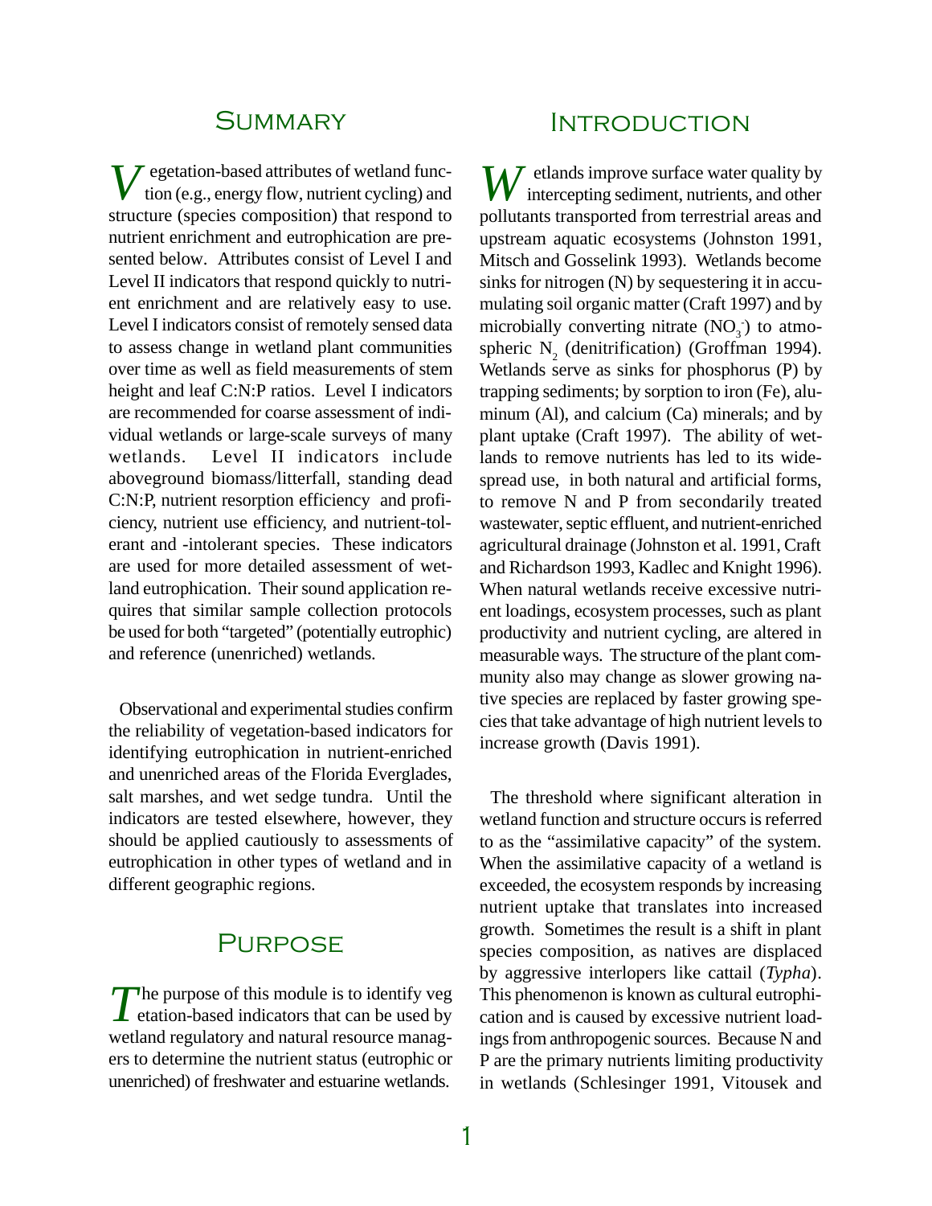## Summary

Vegetation-based attributes of wetland function (e.g., energy flow, nutrient cycling) and structure (species composition) that respond to nutrient enrichment and eutrophication are presented below. Attributes consist of Level I and Level II indicators that respond quickly to nutrient enrichment and are relatively easy to use. Level I indicators consist of remotely sensed data to assess change in wetland plant communities over time as well as field measurements of stem height and leaf C:N:P ratios. Level I indicators are recommended for coarse assessment of individual wetlands or large-scale surveys of many wetlands. Level II indicators include aboveground biomass/litterfall, standing dead C:N:P, nutrient resorption efficiency and proficiency, nutrient use efficiency, and nutrient-tolerant and -intolerant species. These indicators are used for more detailed assessment of wetland eutrophication. Their sound application requires that similar sample collection protocols be used for both "targeted" (potentially eutrophic) and reference (unenriched) wetlands.

Observational and experimental studies confirm the reliability of vegetation-based indicators for identifying eutrophication in nutrient-enriched and unenriched areas of the Florida Everglades, salt marshes, and wet sedge tundra. Until the indicators are tested elsewhere, however, they should be applied cautiously to assessments of eutrophication in other types of wetland and in different geographic regions.

## Purpose

The purpose of this module is to identify vegetation-based indicators that can be used by wetland regulatory and natural resource managers to determine the nutrient status (eutrophic or unenriched) of freshwater and estuarine wetlands.

## Introduction

Wetlands improve surface water quality by intercepting sediment, nutrients, and other pollutants transported from terrestrial areas and upstream aquatic ecosystems (Johnston 1991, Mitsch and Gosselink 1993). Wetlands become sinks for nitrogen (N) by sequestering it in accumulating soil organic matter (Craft 1997) and by microbially converting nitrate ($NO_3^-$) to atmospheric $N_2$ (denitrification) (Groffman 1994). Wetlands serve as sinks for phosphorus (P) by trapping sediments; by sorption to iron (Fe), aluminum (Al), and calcium (Ca) minerals; and by plant uptake (Craft 1997). The ability of wetlands to remove nutrients has led to its widespread use, in both natural and artificial forms, to remove N and P from secondarily treated wastewater, septic effluent, and nutrient-enriched agricultural drainage (Johnston et al. 1991, Craft and Richardson 1993, Kadlec and Knight 1996). When natural wetlands receive excessive nutrient loadings, ecosystem processes, such as plant productivity and nutrient cycling, are altered in measurable ways. The structure of the plant community also may change as slower growing native species are replaced by faster growing species that take advantage of high nutrient levels to increase growth (Davis 1991).

The threshold where significant alteration in wetland function and structure occurs is referred to as the "assimilative capacity" of the system. When the assimilative capacity of a wetland is exceeded, the ecosystem responds by increasing nutrient uptake that translates into increased growth. Sometimes the result is a shift in plant species composition, as natives are displaced by aggressive interlopers like cattail (*Typha*). This phenomenon is known as cultural eutrophication and is caused by excessive nutrient loadings from anthropogenic sources. Because N and P are the primary nutrients limiting productivity in wetlands (Schlesinger 1991, Vitousek and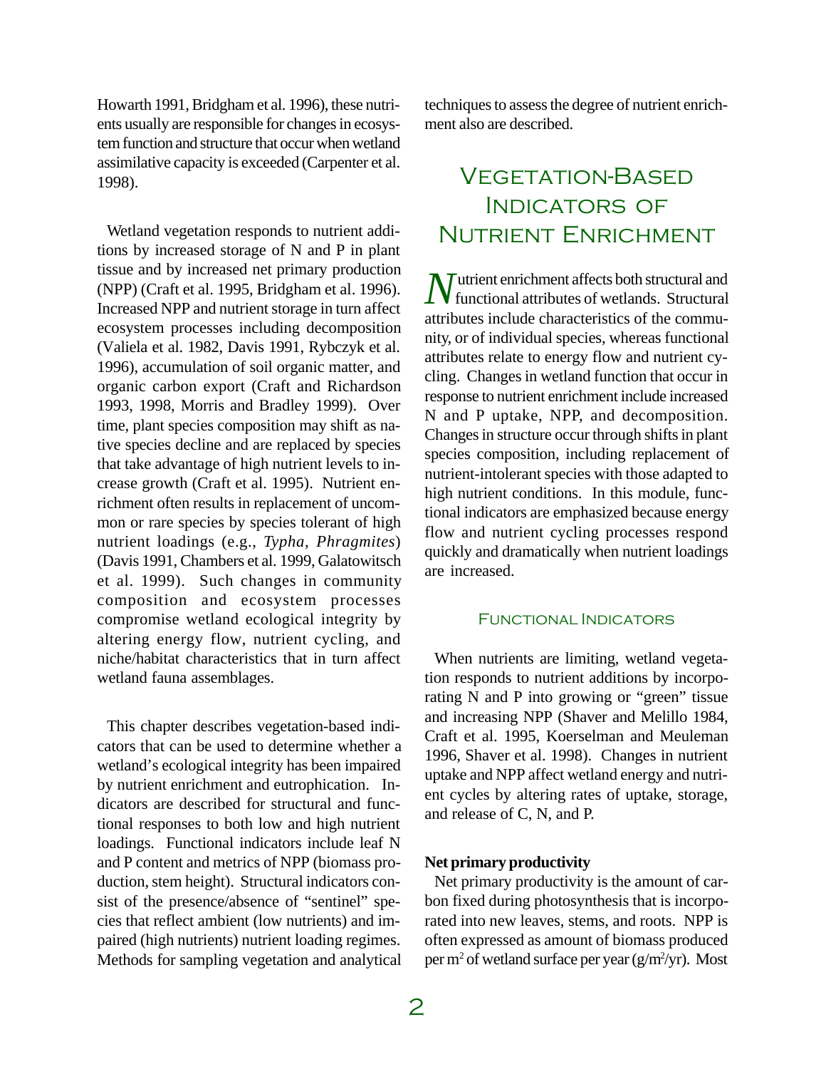Howarth 1991, Bridgham et al. 1996), these nutrients usually are responsible for changes in ecosystem function and structure that occur when wetland assimilative capacity is exceeded (Carpenter et al. 1998).

Wetland vegetation responds to nutrient additions by increased storage of N and P in plant tissue and by increased net primary production (NPP) (Craft et al. 1995, Bridgham et al. 1996). Increased NPP and nutrient storage in turn affect ecosystem processes including decomposition (Valiela et al. 1982, Davis 1991, Rybczyk et al. 1996), accumulation of soil organic matter, and organic carbon export (Craft and Richardson 1993, 1998, Morris and Bradley 1999). Over time, plant species composition may shift as native species decline and are replaced by species that take advantage of high nutrient levels to increase growth (Craft et al. 1995). Nutrient enrichment often results in replacement of uncommon or rare species by species tolerant of high nutrient loadings (e.g., *Typha, Phragmites*) (Davis 1991, Chambers et al. 1999, Galatowitsch et al. 1999). Such changes in community composition and ecosystem processes compromise wetland ecological integrity by altering energy flow, nutrient cycling, and niche/habitat characteristics that in turn affect wetland fauna assemblages.

This chapter describes vegetation-based indicators that can be used to determine whether a wetland's ecological integrity has been impaired by nutrient enrichment and eutrophication. Indicators are described for structural and functional responses to both low and high nutrient loadings. Functional indicators include leaf N and P content and metrics of NPP (biomass production, stem height). Structural indicators consist of the presence/absence of "sentinel" species that reflect ambient (low nutrients) and impaired (high nutrients) nutrient loading regimes. Methods for sampling vegetation and analytical techniques to assess the degree of nutrient enrichment also are described.

# Vegetation-Based Indicators of Nutrient Enrichment

Nutrient enrichment affects both structural and functional attributes of wetlands. Structural attributes include characteristics of the community, or of individual species, whereas functional attributes relate to energy flow and nutrient cycling. Changes in wetland function that occur in response to nutrient enrichment include increased N and P uptake, NPP, and decomposition. Changes in structure occur through shifts in plant species composition, including replacement of nutrient-intolerant species with those adapted to high nutrient conditions. In this module, functional indicators are emphasized because energy flow and nutrient cycling processes respond quickly and dramatically when nutrient loadings are increased.

## Functional Indicators

When nutrients are limiting, wetland vegetation responds to nutrient additions by incorporating N and P into growing or "green" tissue and increasing NPP (Shaver and Melillo 1984, Craft et al. 1995, Koerselman and Meuleman 1996, Shaver et al. 1998). Changes in nutrient uptake and NPP affect wetland energy and nutrient cycles by altering rates of uptake, storage, and release of C, N, and P.

**Net primary productivity**

Net primary productivity is the amount of carbon fixed during photosynthesis that is incorporated into new leaves, stems, and roots. NPP is often expressed as amount of biomass produced per $m^2$ of wetland surface per year ($g/m^2/yr$). Most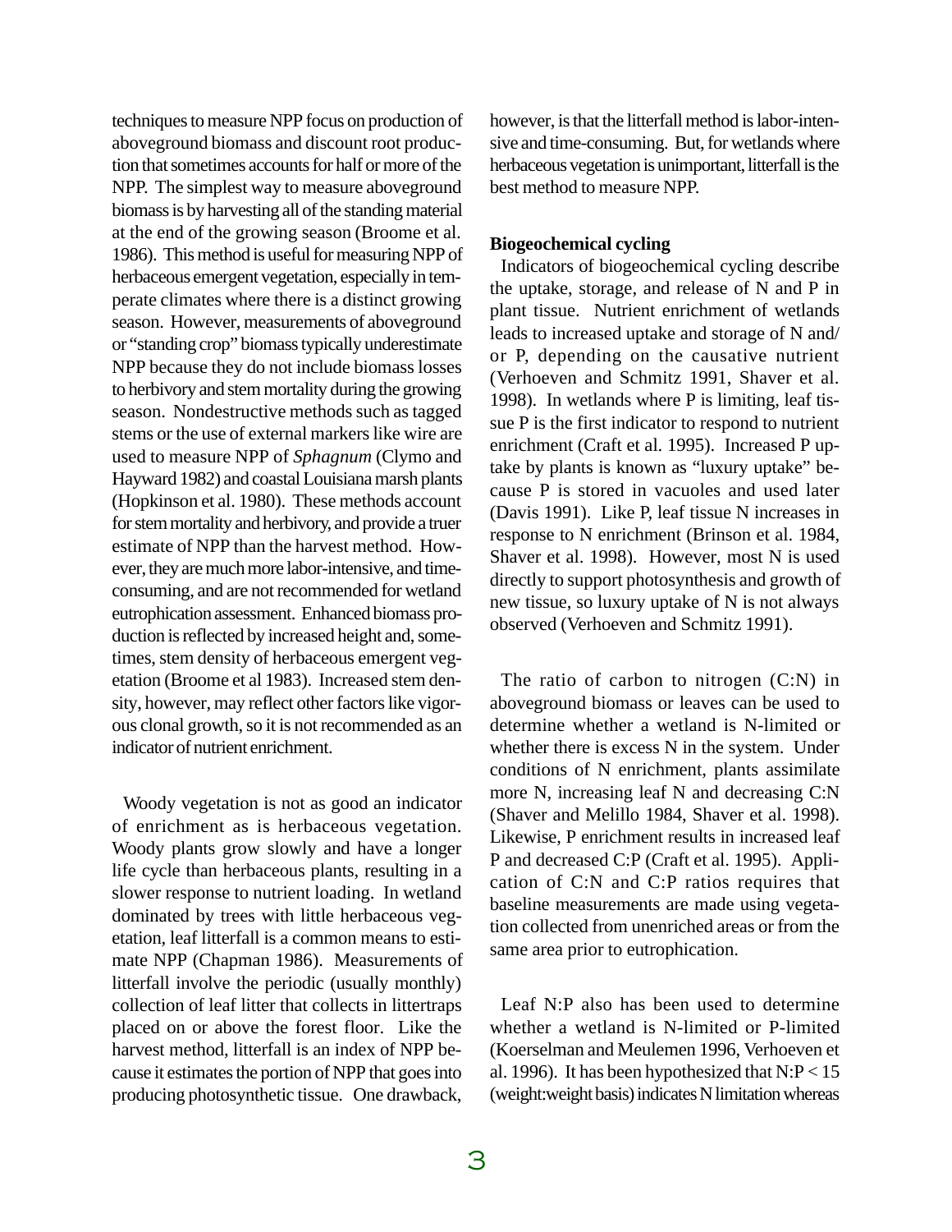techniques to measure NPP focus on production of aboveground biomass and discount root production that sometimes accounts for half or more of the NPP. The simplest way to measure aboveground biomass is by harvesting all of the standing material at the end of the growing season (Broome et al. 1986). This method is useful for measuring NPP of herbaceous emergent vegetation, especially in temperate climates where there is a distinct growing season. However, measurements of aboveground or "standing crop" biomass typically underestimate NPP because they do not include biomass losses to herbivory and stem mortality during the growing season. Nondestructive methods such as tagged stems or the use of external markers like wire are used to measure NPP of *Sphagnum* (Clymo and Hayward 1982) and coastal Louisiana marsh plants (Hopkinson et al. 1980). These methods account for stem mortality and herbivory, and provide a truer estimate of NPP than the harvest method. However, they are much more labor-intensive, and time-consuming, and are not recommended for wetland eutrophication assessment. Enhanced biomass production is reflected by increased height and, sometimes, stem density of herbaceous emergent vegetation (Broome et al 1983). Increased stem density, however, may reflect other factors like vigorous clonal growth, so it is not recommended as an indicator of nutrient enrichment.

Woody vegetation is not as good an indicator of enrichment as is herbaceous vegetation. Woody plants grow slowly and have a longer life cycle than herbaceous plants, resulting in a slower response to nutrient loading. In wetland dominated by trees with little herbaceous vegetation, leaf litterfall is a common means to estimate NPP (Chapman 1986). Measurements of litterfall involve the periodic (usually monthly) collection of leaf litter that collects in littertraps placed on or above the forest floor. Like the harvest method, litterfall is an index of NPP because it estimates the portion of NPP that goes into producing photosynthetic tissue. One drawback, however, is that the litterfall method is labor-intensive and time-consuming. But, for wetlands where herbaceous vegetation is unimportant, litterfall is the best method to measure NPP.

**Biogeochemical cycling**

Indicators of biogeochemical cycling describe the uptake, storage, and release of N and P in plant tissue. Nutrient enrichment of wetlands leads to increased uptake and storage of N and/or P, depending on the causative nutrient (Verhoeven and Schmitz 1991, Shaver et al. 1998). In wetlands where P is limiting, leaf tissue P is the first indicator to respond to nutrient enrichment (Craft et al. 1995). Increased P uptake by plants is known as "luxury uptake" because P is stored in vacuoles and used later (Davis 1991). Like P, leaf tissue N increases in response to N enrichment (Brinson et al. 1984, Shaver et al. 1998). However, most N is used directly to support photosynthesis and growth of new tissue, so luxury uptake of N is not always observed (Verhoeven and Schmitz 1991).

The ratio of carbon to nitrogen (C:N) in aboveground biomass or leaves can be used to determine whether a wetland is N-limited or whether there is excess N in the system. Under conditions of N enrichment, plants assimilate more N, increasing leaf N and decreasing C:N (Shaver and Melillo 1984, Shaver et al. 1998). Likewise, P enrichment results in increased leaf P and decreased C:P (Craft et al. 1995). Application of C:N and C:P ratios requires that baseline measurements are made using vegetation collected from unenriched areas or from the same area prior to eutrophication.

Leaf N:P also has been used to determine whether a wetland is N-limited or P-limited (Koerselman and Meulemen 1996, Verhoeven et al. 1996). It has been hypothesized that $N:P < 15$ (weight:weight basis) indicates N limitation whereas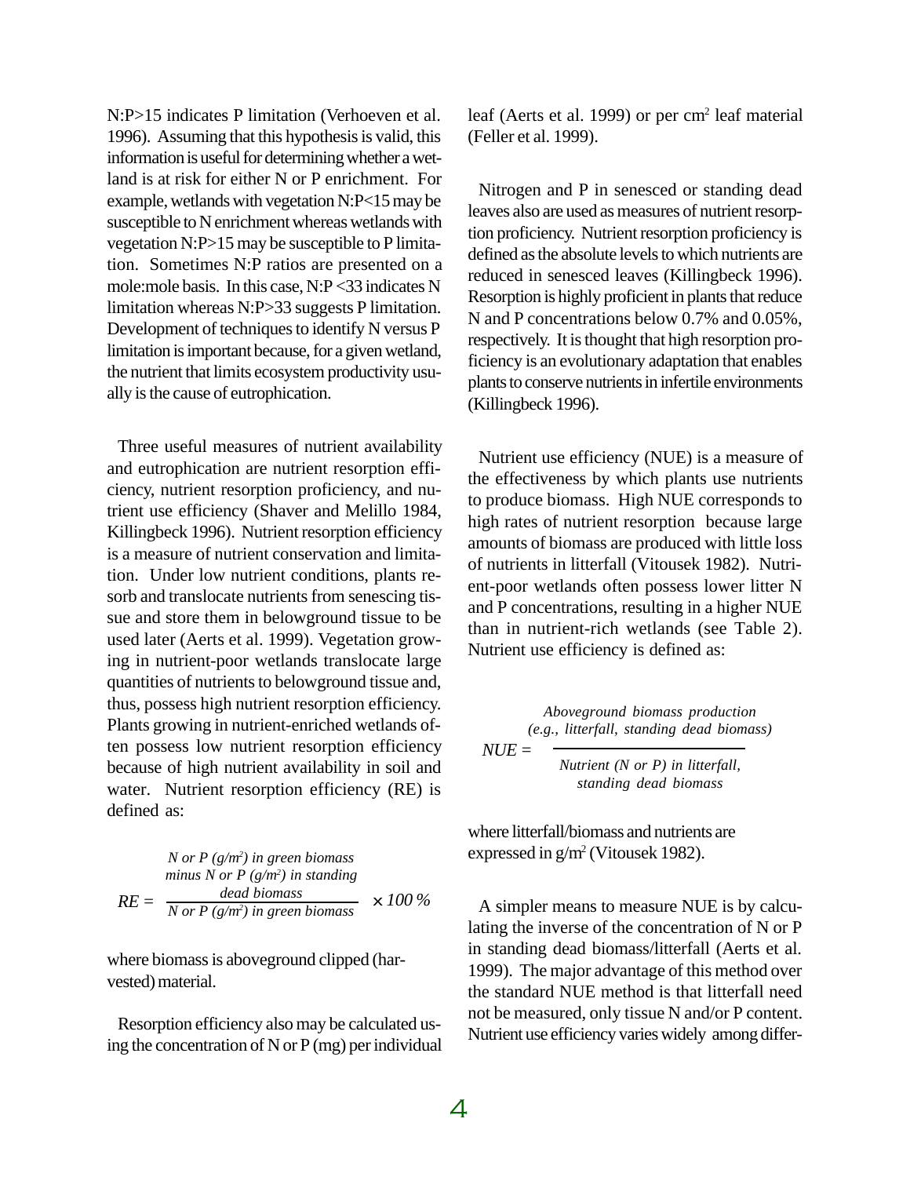N:P>15 indicates P limitation (Verhoeven et al. 1996). Assuming that this hypothesis is valid, this information is useful for determining whether a wetland is at risk for either N or P enrichment. For example, wetlands with vegetation N:P<15 may be susceptible to N enrichment whereas wetlands with vegetation N:P>15 may be susceptible to P limitation. Sometimes N:P ratios are presented on a mole:mole basis. In this case, N:P <33 indicates N limitation whereas N:P>33 suggests P limitation. Development of techniques to identify N versus P limitation is important because, for a given wetland, the nutrient that limits ecosystem productivity usually is the cause of eutrophication.

Three useful measures of nutrient availability and eutrophication are nutrient resorption efficiency, nutrient resorption proficiency, and nutrient use efficiency (Shaver and Melillo 1984, Killingbeck 1996). Nutrient resorption efficiency is a measure of nutrient conservation and limitation. Under low nutrient conditions, plants resorb and translocate nutrients from senescing tissue and store them in belowground tissue to be used later (Aerts et al. 1999). Vegetation growing in nutrient-poor wetlands translocate large quantities of nutrients to belowground tissue and, thus, possess high nutrient resorption efficiency. Plants growing in nutrient-enriched wetlands often possess low nutrient resorption efficiency because of high nutrient availability in soil and water. Nutrient resorption efficiency (RE) is defined as:

$$RE = \frac{\text{N or P (g/m}^2\text{) in green biomass minus N or P (g/m}^2\text{) in standing dead biomass}}{\text{N or P (g/m}^2\text{) in green biomass}} \times 100\,\%$$

where biomass is aboveground clipped (harvested) material.

Resorption efficiency also may be calculated using the concentration of N or P (mg) per individual leaf (Aerts et al. 1999) or per cm$^2$ leaf material (Feller et al. 1999).

Nitrogen and P in senesced or standing dead leaves also are used as measures of nutrient resorption proficiency. Nutrient resorption proficiency is defined as the absolute levels to which nutrients are reduced in senesced leaves (Killingbeck 1996). Resorption is highly proficient in plants that reduce N and P concentrations below 0.7% and 0.05%, respectively. It is thought that high resorption proficiency is an evolutionary adaptation that enables plants to conserve nutrients in infertile environments (Killingbeck 1996).

Nutrient use efficiency (NUE) is a measure of the effectiveness by which plants use nutrients to produce biomass. High NUE corresponds to high rates of nutrient resorption because large amounts of biomass are produced with little loss of nutrients in litterfall (Vitousek 1982). Nutrient-poor wetlands often possess lower litter N and P concentrations, resulting in a higher NUE than in nutrient-rich wetlands (see Table 2). Nutrient use efficiency is defined as:

$$NUE = \frac{\text{Aboveground biomass production (e.g., litterfall, standing dead biomass)}}{\text{Nutrient (N or P) in litterfall, standing dead biomass}}$$

where litterfall/biomass and nutrients are expressed in g/m$^2$ (Vitousek 1982).

A simpler means to measure NUE is by calculating the inverse of the concentration of N or P in standing dead biomass/litterfall (Aerts et al. 1999). The major advantage of this method over the standard NUE method is that litterfall need not be measured, only tissue N and/or P content. Nutrient use efficiency varies widely among differ-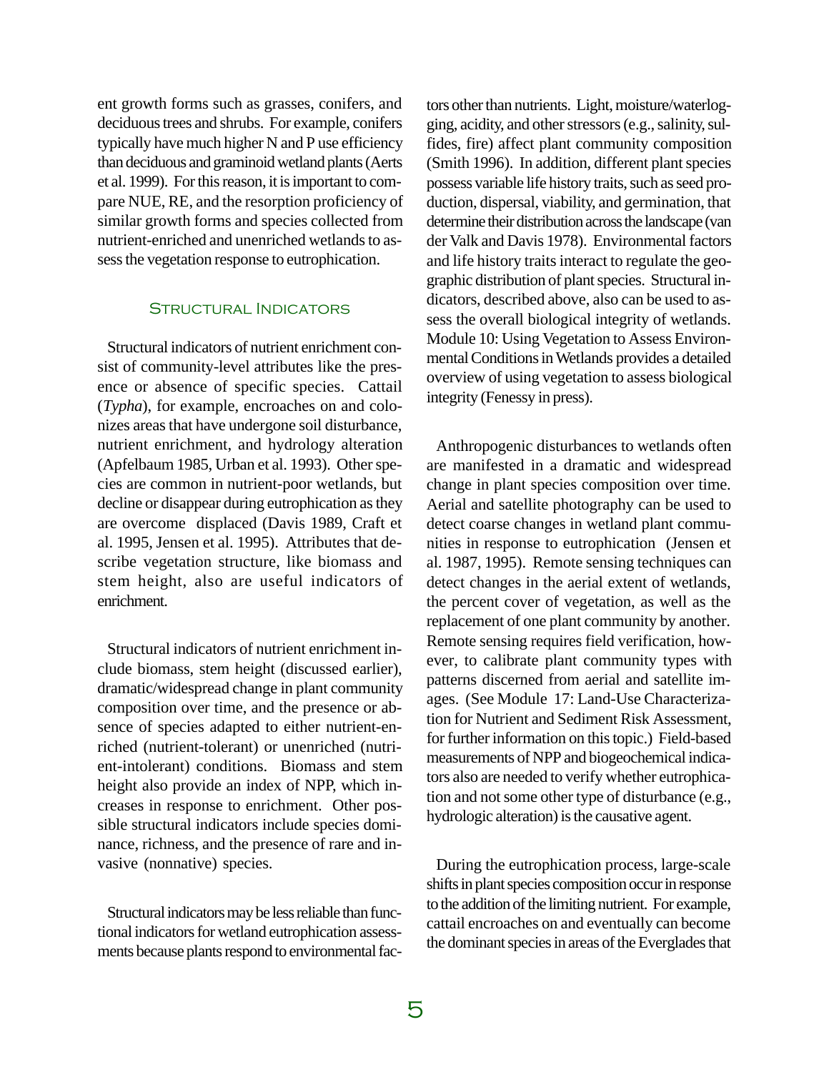ent growth forms such as grasses, conifers, and deciduous trees and shrubs. For example, conifers typically have much higher N and P use efficiency than deciduous and graminoid wetland plants (Aerts et al. 1999). For this reason, it is important to compare NUE, RE, and the resorption proficiency of similar growth forms and species collected from nutrient-enriched and unenriched wetlands to assess the vegetation response to eutrophication.

## Structural Indicators

Structural indicators of nutrient enrichment consist of community-level attributes like the presence or absence of specific species. Cattail (*Typha*), for example, encroaches on and colonizes areas that have undergone soil disturbance, nutrient enrichment, and hydrology alteration (Apfelbaum 1985, Urban et al. 1993). Other species are common in nutrient-poor wetlands, but decline or disappear during eutrophication as they are overcome displaced (Davis 1989, Craft et al. 1995, Jensen et al. 1995). Attributes that describe vegetation structure, like biomass and stem height, also are useful indicators of enrichment.

Structural indicators of nutrient enrichment include biomass, stem height (discussed earlier), dramatic/widespread change in plant community composition over time, and the presence or absence of species adapted to either nutrient-enriched (nutrient-tolerant) or unenriched (nutrient-intolerant) conditions. Biomass and stem height also provide an index of NPP, which increases in response to enrichment. Other possible structural indicators include species dominance, richness, and the presence of rare and invasive (nonnative) species.

Structural indicators may be less reliable than functional indicators for wetland eutrophication assessments because plants respond to environmental factors other than nutrients. Light, moisture/waterlogging, acidity, and other stressors (e.g., salinity, sulfides, fire) affect plant community composition (Smith 1996). In addition, different plant species possess variable life history traits, such as seed production, dispersal, viability, and germination, that determine their distribution across the landscape (van der Valk and Davis 1978). Environmental factors and life history traits interact to regulate the geographic distribution of plant species. Structural indicators, described above, also can be used to assess the overall biological integrity of wetlands. Module 10: Using Vegetation to Assess Environmental Conditions in Wetlands provides a detailed overview of using vegetation to assess biological integrity (Fenessy in press).

Anthropogenic disturbances to wetlands often are manifested in a dramatic and widespread change in plant species composition over time. Aerial and satellite photography can be used to detect coarse changes in wetland plant communities in response to eutrophication (Jensen et al. 1987, 1995). Remote sensing techniques can detect changes in the aerial extent of wetlands, the percent cover of vegetation, as well as the replacement of one plant community by another. Remote sensing requires field verification, however, to calibrate plant community types with patterns discerned from aerial and satellite images. (See Module 17: Land-Use Characterization for Nutrient and Sediment Risk Assessment, for further information on this topic.) Field-based measurements of NPP and biogeochemical indicators also are needed to verify whether eutrophication and not some other type of disturbance (e.g., hydrologic alteration) is the causative agent.

During the eutrophication process, large-scale shifts in plant species composition occur in response to the addition of the limiting nutrient. For example, cattail encroaches on and eventually can become the dominant species in areas of the Everglades that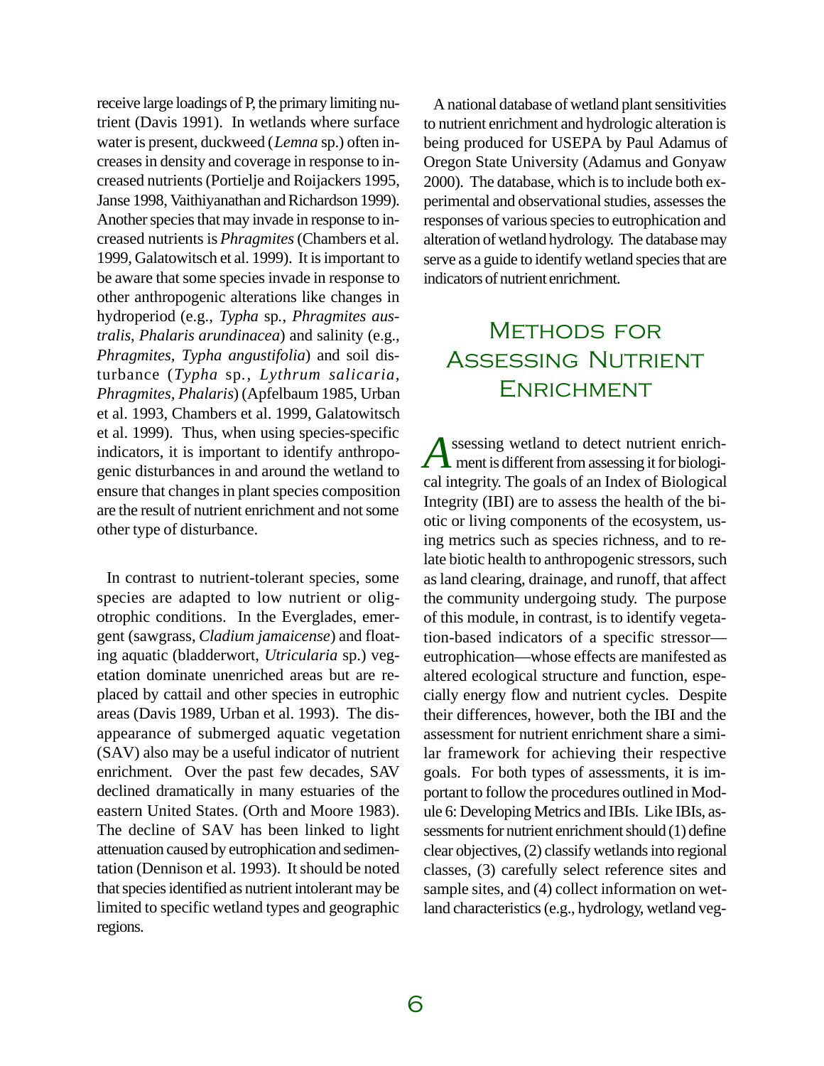receive large loadings of P, the primary limiting nutrient (Davis 1991). In wetlands where surface water is present, duckweed (*Lemna* sp.) often increases in density and coverage in response to increased nutrients (Portielje and Roijackers 1995, Janse 1998, Vaithiyanathan and Richardson 1999). Another species that may invade in response to increased nutrients is *Phragmites* (Chambers et al. 1999, Galatowitsch et al. 1999). It is important to be aware that some species invade in response to other anthropogenic alterations like changes in hydroperiod (e.g., *Typha* sp., *Phragmites australis*, *Phalaris arundinacea*) and salinity (e.g., *Phragmites, Typha angustifolia*) and soil disturbance (*Typha* sp., *Lythrum salicaria, Phragmites, Phalaris*) (Apfelbaum 1985, Urban et al. 1993, Chambers et al. 1999, Galatowitsch et al. 1999). Thus, when using species-specific indicators, it is important to identify anthropogenic disturbances in and around the wetland to ensure that changes in plant species composition are the result of nutrient enrichment and not some other type of disturbance.

In contrast to nutrient-tolerant species, some species are adapted to low nutrient or oligotrophic conditions. In the Everglades, emergent (sawgrass, *Cladium jamaicense*) and floating aquatic (bladderwort, *Utricularia* sp.) vegetation dominate unenriched areas but are replaced by cattail and other species in eutrophic areas (Davis 1989, Urban et al. 1993). The disappearance of submerged aquatic vegetation (SAV) also may be a useful indicator of nutrient enrichment. Over the past few decades, SAV declined dramatically in many estuaries of the eastern United States. (Orth and Moore 1983). The decline of SAV has been linked to light attenuation caused by eutrophication and sedimentation (Dennison et al. 1993). It should be noted that species identified as nutrient intolerant may be limited to specific wetland types and geographic regions.

A national database of wetland plant sensitivities to nutrient enrichment and hydrologic alteration is being produced for USEPA by Paul Adamus of Oregon State University (Adamus and Gonyaw 2000). The database, which is to include both experimental and observational studies, assesses the responses of various species to eutrophication and alteration of wetland hydrology. The database may serve as a guide to identify wetland species that are indicators of nutrient enrichment.

## Methods for Assessing Nutrient Enrichment

Assessing wetland to detect nutrient enrichment is different from assessing it for biological integrity. The goals of an Index of Biological Integrity (IBI) are to assess the health of the biotic or living components of the ecosystem, using metrics such as species richness, and to relate biotic health to anthropogenic stressors, such as land clearing, drainage, and runoff, that affect the community undergoing study. The purpose of this module, in contrast, is to identify vegetation-based indicators of a specific stressor—eutrophication—whose effects are manifested as altered ecological structure and function, especially energy flow and nutrient cycles. Despite their differences, however, both the IBI and the assessment for nutrient enrichment share a similar framework for achieving their respective goals. For both types of assessments, it is important to follow the procedures outlined in Module 6: Developing Metrics and IBIs. Like IBIs, assessments for nutrient enrichment should (1) define clear objectives, (2) classify wetlands into regional classes, (3) carefully select reference sites and sample sites, and (4) collect information on wetland characteristics (e.g., hydrology, wetland veg-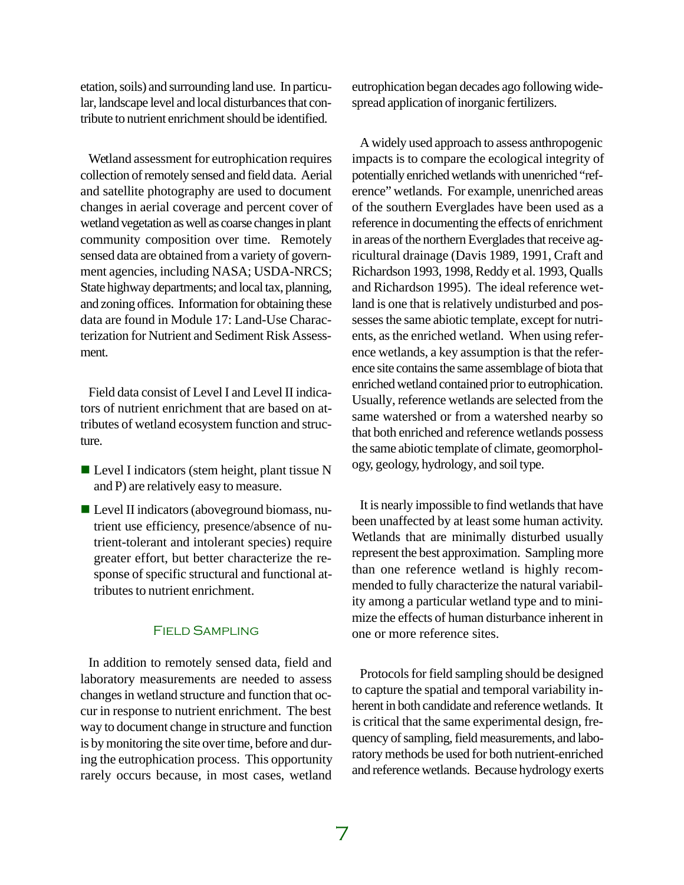etation, soils) and surrounding land use. In particular, landscape level and local disturbances that contribute to nutrient enrichment should be identified.

Wetland assessment for eutrophication requires collection of remotely sensed and field data. Aerial and satellite photography are used to document changes in aerial coverage and percent cover of wetland vegetation as well as coarse changes in plant community composition over time. Remotely sensed data are obtained from a variety of government agencies, including NASA; USDA-NRCS; State highway departments; and local tax, planning, and zoning offices. Information for obtaining these data are found in Module 17: Land-Use Characterization for Nutrient and Sediment Risk Assessment.

Field data consist of Level I and Level II indicators of nutrient enrichment that are based on attributes of wetland ecosystem function and structure.

- Level I indicators (stem height, plant tissue N and P) are relatively easy to measure.
- Level II indicators (aboveground biomass, nutrient use efficiency, presence/absence of nutrient-tolerant and intolerant species) require greater effort, but better characterize the response of specific structural and functional attributes to nutrient enrichment.

## Field Sampling

In addition to remotely sensed data, field and laboratory measurements are needed to assess changes in wetland structure and function that occur in response to nutrient enrichment. The best way to document change in structure and function is by monitoring the site over time, before and during the eutrophication process. This opportunity rarely occurs because, in most cases, wetland eutrophication began decades ago following widespread application of inorganic fertilizers.

A widely used approach to assess anthropogenic impacts is to compare the ecological integrity of potentially enriched wetlands with unenriched "reference" wetlands. For example, unenriched areas of the southern Everglades have been used as a reference in documenting the effects of enrichment in areas of the northern Everglades that receive agricultural drainage (Davis 1989, 1991, Craft and Richardson 1993, 1998, Reddy et al. 1993, Qualls and Richardson 1995). The ideal reference wetland is one that is relatively undisturbed and possesses the same abiotic template, except for nutrients, as the enriched wetland. When using reference wetlands, a key assumption is that the reference site contains the same assemblage of biota that enriched wetland contained prior to eutrophication. Usually, reference wetlands are selected from the same watershed or from a watershed nearby so that both enriched and reference wetlands possess the same abiotic template of climate, geomorphology, geology, hydrology, and soil type.

It is nearly impossible to find wetlands that have been unaffected by at least some human activity. Wetlands that are minimally disturbed usually represent the best approximation. Sampling more than one reference wetland is highly recommended to fully characterize the natural variability among a particular wetland type and to minimize the effects of human disturbance inherent in one or more reference sites.

Protocols for field sampling should be designed to capture the spatial and temporal variability inherent in both candidate and reference wetlands. It is critical that the same experimental design, frequency of sampling, field measurements, and laboratory methods be used for both nutrient-enriched and reference wetlands. Because hydrology exerts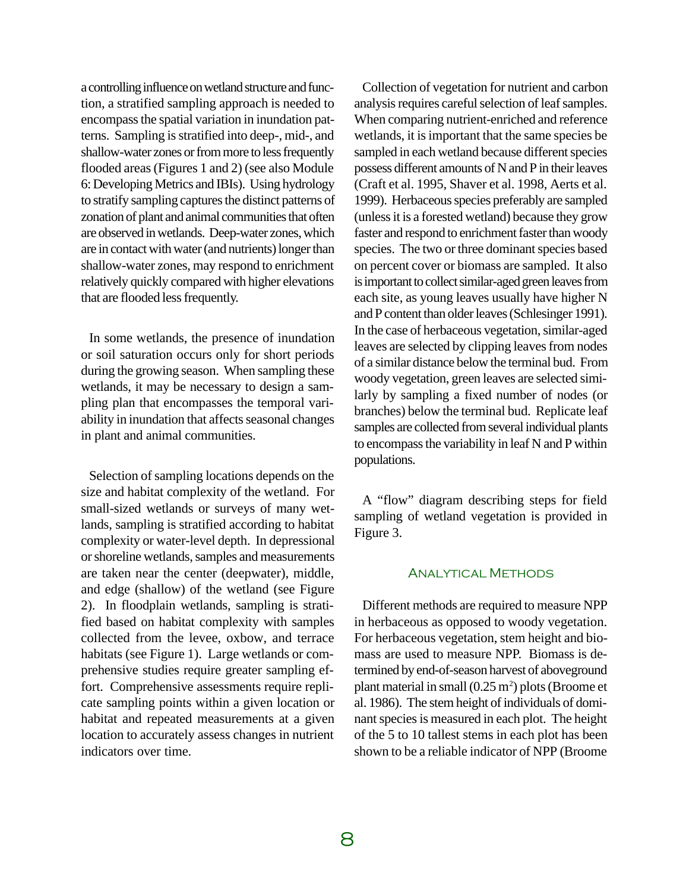a controlling influence on wetland structure and function, a stratified sampling approach is needed to encompass the spatial variation in inundation patterns. Sampling is stratified into deep-, mid-, and shallow-water zones or from more to less frequently flooded areas (Figures 1 and 2) (see also Module 6: Developing Metrics and IBIs). Using hydrology to stratify sampling captures the distinct patterns of zonation of plant and animal communities that often are observed in wetlands. Deep-water zones, which are in contact with water (and nutrients) longer than shallow-water zones, may respond to enrichment relatively quickly compared with higher elevations that are flooded less frequently.

In some wetlands, the presence of inundation or soil saturation occurs only for short periods during the growing season. When sampling these wetlands, it may be necessary to design a sampling plan that encompasses the temporal variability in inundation that affects seasonal changes in plant and animal communities.

Selection of sampling locations depends on the size and habitat complexity of the wetland. For small-sized wetlands or surveys of many wetlands, sampling is stratified according to habitat complexity or water-level depth. In depressional or shoreline wetlands, samples and measurements are taken near the center (deepwater), middle, and edge (shallow) of the wetland (see Figure 2). In floodplain wetlands, sampling is stratified based on habitat complexity with samples collected from the levee, oxbow, and terrace habitats (see Figure 1). Large wetlands or comprehensive studies require greater sampling effort. Comprehensive assessments require replicate sampling points within a given location or habitat and repeated measurements at a given location to accurately assess changes in nutrient indicators over time.

Collection of vegetation for nutrient and carbon analysis requires careful selection of leaf samples. When comparing nutrient-enriched and reference wetlands, it is important that the same species be sampled in each wetland because different species possess different amounts of N and P in their leaves (Craft et al. 1995, Shaver et al. 1998, Aerts et al. 1999). Herbaceous species preferably are sampled (unless it is a forested wetland) because they grow faster and respond to enrichment faster than woody species. The two or three dominant species based on percent cover or biomass are sampled. It also is important to collect similar-aged green leaves from each site, as young leaves usually have higher N and P content than older leaves (Schlesinger 1991). In the case of herbaceous vegetation, similar-aged leaves are selected by clipping leaves from nodes of a similar distance below the terminal bud. From woody vegetation, green leaves are selected similarly by sampling a fixed number of nodes (or branches) below the terminal bud. Replicate leaf samples are collected from several individual plants to encompass the variability in leaf N and P within populations.

A "flow" diagram describing steps for field sampling of wetland vegetation is provided in Figure 3.

## Analytical Methods

Different methods are required to measure NPP in herbaceous as opposed to woody vegetation. For herbaceous vegetation, stem height and biomass are used to measure NPP. Biomass is determined by end-of-season harvest of aboveground plant material in small ($0.25\ m^2$) plots (Broome et al. 1986). The stem height of individuals of dominant species is measured in each plot. The height of the 5 to 10 tallest stems in each plot has been shown to be a reliable indicator of NPP (Broome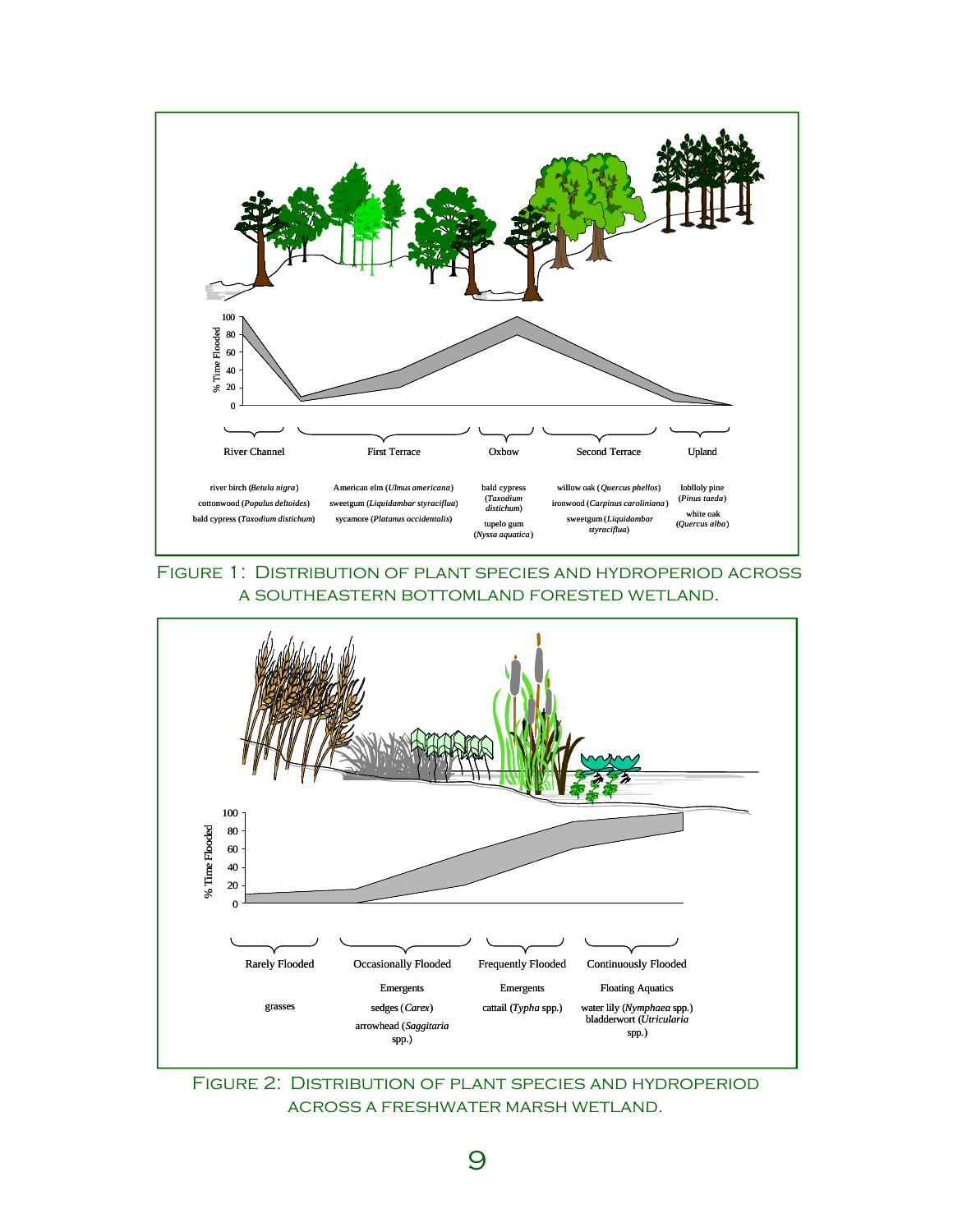| River Channel | First Terrace | Oxbow | Second Terrace | Upland |
| --- | --- | --- | --- | --- |
| river birch (*Betula nigra*) | American elm (*Ulmus americana*) | bald cypress (*Taxodium distichum*) | willow oak (*Quercus phellos*) | loblloly pine (*Pinus taeda*) |
| cottonwood (*Populus deltoides*) | sweetgum (*Liquidambar styraciflua*) | tupelo gum (*Nyssa aquatica*) | ironwood (*Carpinus caroliniana*) | white oak (*Quercus alba*) |
| bald cypress (*Taxodium distichum*) | sycamore (*Platanus occidentalis*) | | sweetgum (*Liquidambar styraciflua*) | |

Figure 1: Distribution of plant species and hydroperiod across a southeastern bottomland forested wetland.

| Rarely Flooded | Occasionally Flooded | Frequently Flooded | Continuously Flooded |
| --- | --- | --- | --- |
| | Emergents | Emergents | Floating Aquatics |
| grasses | sedges (*Carex*) | cattail (*Typha* spp.) | water lily (*Nymphaea* spp.) |
| | arrowhead (*Saggitaria* spp.) | | bladderwort (*Utricularia* spp.) |

Figure 2: Distribution of plant species and hydroperiod across a freshwater marsh wetland.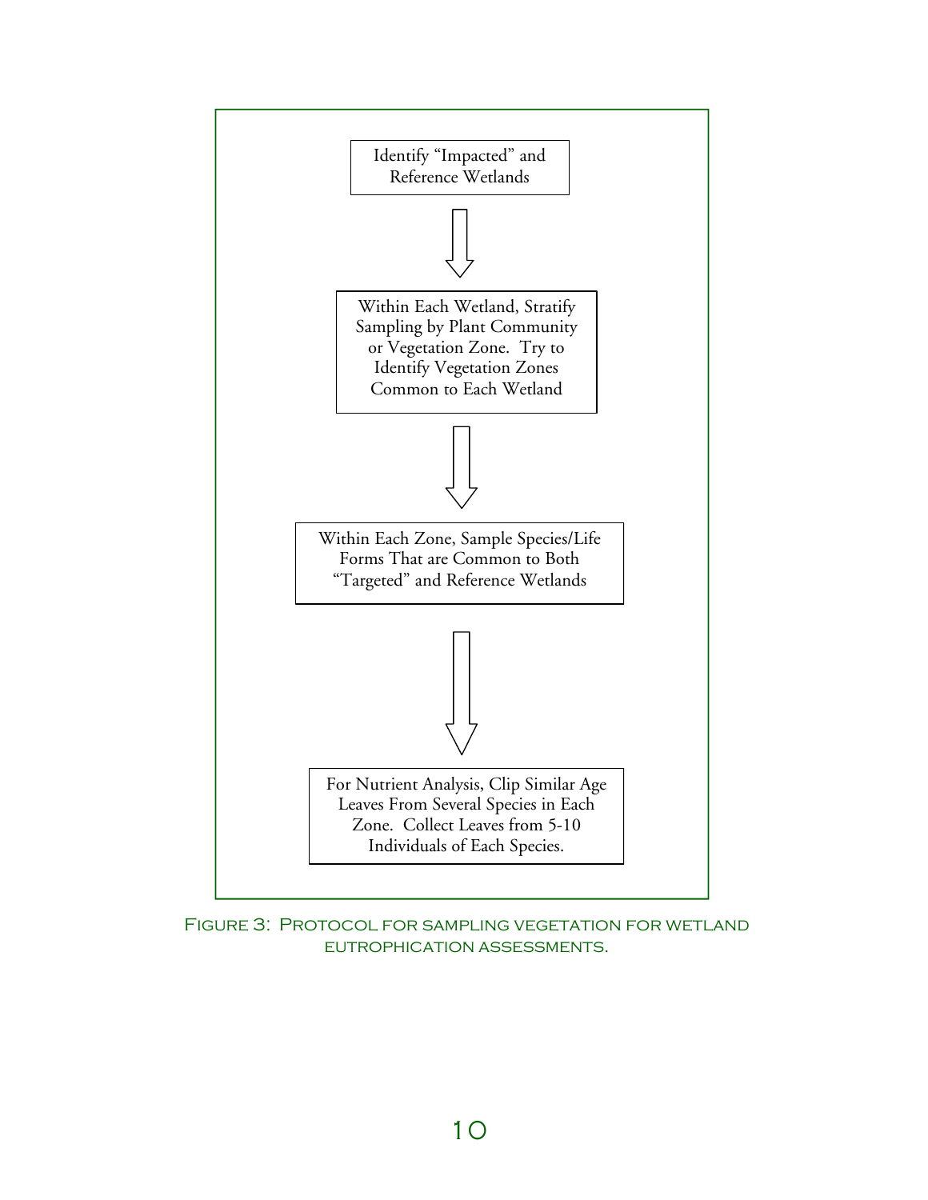Identify "Impacted" and Reference Wetlands

↓

Within Each Wetland, Stratify Sampling by Plant Community or Vegetation Zone. Try to Identify Vegetation Zones Common to Each Wetland

↓

Within Each Zone, Sample Species/Life Forms That are Common to Both "Targeted" and Reference Wetlands

↓

For Nutrient Analysis, Clip Similar Age Leaves From Several Species in Each Zone. Collect Leaves from 5-10 Individuals of Each Species.

Figure 3: Protocol for sampling vegetation for wetland eutrophication assessments.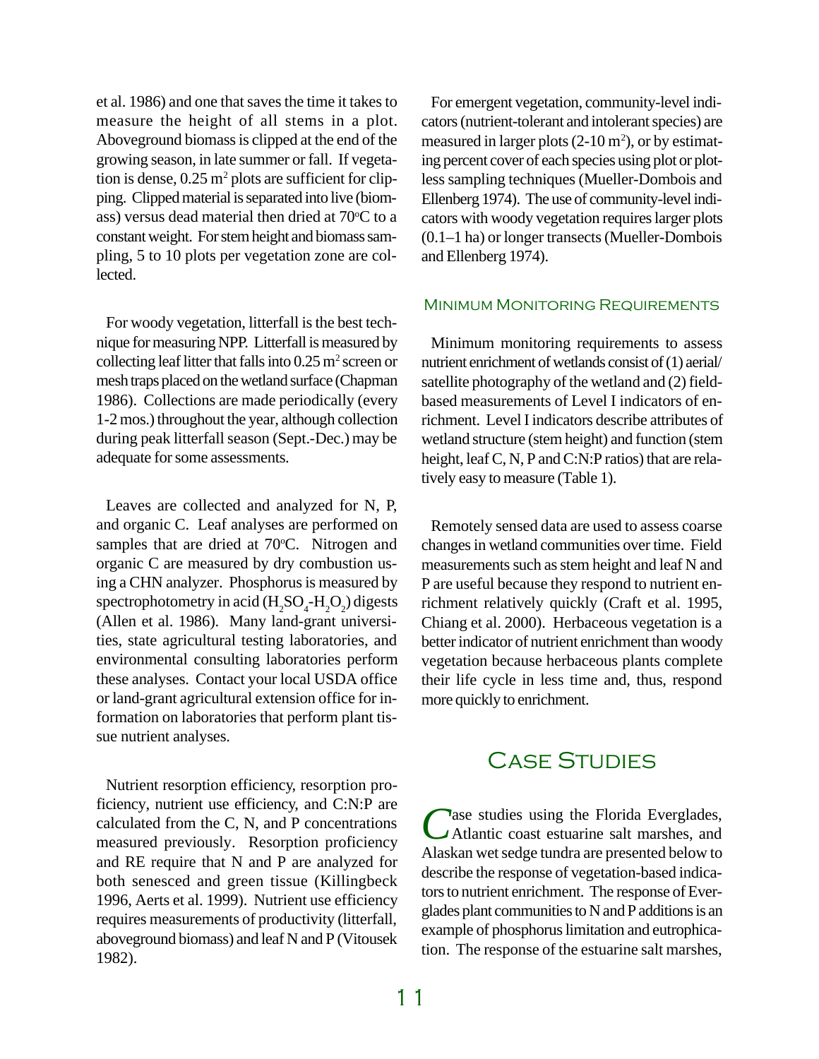et al. 1986) and one that saves the time it takes to measure the height of all stems in a plot. Aboveground biomass is clipped at the end of the growing season, in late summer or fall. If vegetation is dense, 0.25 $m^2$ plots are sufficient for clipping. Clipped material is separated into live (biomass) versus dead material then dried at 70°C to a constant weight. For stem height and biomass sampling, 5 to 10 plots per vegetation zone are collected.

For woody vegetation, litterfall is the best technique for measuring NPP. Litterfall is measured by collecting leaf litter that falls into 0.25 $m^2$ screen or mesh traps placed on the wetland surface (Chapman 1986). Collections are made periodically (every 1-2 mos.) throughout the year, although collection during peak litterfall season (Sept.-Dec.) may be adequate for some assessments.

Leaves are collected and analyzed for N, P, and organic C. Leaf analyses are performed on samples that are dried at 70°C. Nitrogen and organic C are measured by dry combustion using a CHN analyzer. Phosphorus is measured by spectrophotometry in acid ($H_2SO_4$-$H_2O_2$) digests (Allen et al. 1986). Many land-grant universities, state agricultural testing laboratories, and environmental consulting laboratories perform these analyses. Contact your local USDA office or land-grant agricultural extension office for information on laboratories that perform plant tissue nutrient analyses.

Nutrient resorption efficiency, resorption proficiency, nutrient use efficiency, and C:N:P are calculated from the C, N, and P concentrations measured previously. Resorption proficiency and RE require that N and P are analyzed for both senesced and green tissue (Killingbeck 1996, Aerts et al. 1999). Nutrient use efficiency requires measurements of productivity (litterfall, aboveground biomass) and leaf N and P (Vitousek 1982).

For emergent vegetation, community-level indicators (nutrient-tolerant and intolerant species) are measured in larger plots (2-10 $m^2$), or by estimating percent cover of each species using plot or plotless sampling techniques (Mueller-Dombois and Ellenberg 1974). The use of community-level indicators with woody vegetation requires larger plots (0.1–1 ha) or longer transects (Mueller-Dombois and Ellenberg 1974).

### Minimum Monitoring Requirements

Minimum monitoring requirements to assess nutrient enrichment of wetlands consist of (1) aerial/satellite photography of the wetland and (2) field-based measurements of Level I indicators of enrichment. Level I indicators describe attributes of wetland structure (stem height) and function (stem height, leaf C, N, P and C:N:P ratios) that are relatively easy to measure (Table 1).

Remotely sensed data are used to assess coarse changes in wetland communities over time. Field measurements such as stem height and leaf N and P are useful because they respond to nutrient enrichment relatively quickly (Craft et al. 1995, Chiang et al. 2000). Herbaceous vegetation is a better indicator of nutrient enrichment than woody vegetation because herbaceous plants complete their life cycle in less time and, thus, respond more quickly to enrichment.

## Case Studies

Case studies using the Florida Everglades, Atlantic coast estuarine salt marshes, and Alaskan wet sedge tundra are presented below to describe the response of vegetation-based indicators to nutrient enrichment. The response of Everglades plant communities to N and P additions is an example of phosphorus limitation and eutrophication. The response of the estuarine salt marshes,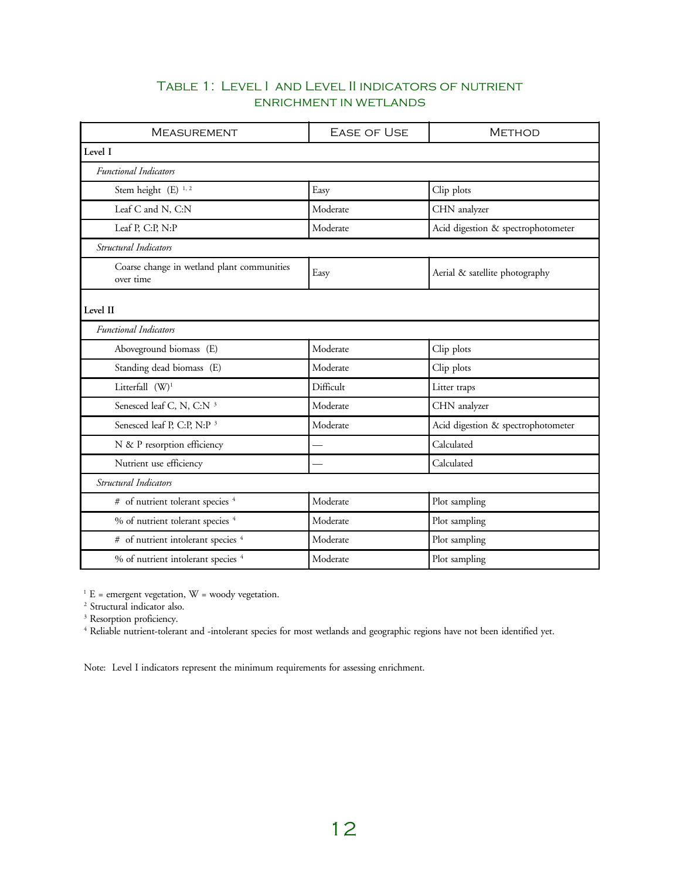## Table 1: Level I and Level II indicators of nutrient enrichment in wetlands

| Measurement | Ease of Use | Method |
|---|---|---|
| **Level I** | | |
| *Functional Indicators* | | |
| Stem height (E) [1, 2] | Easy | Clip plots |
| Leaf C and N, C:N | Moderate | CHN analyzer |
| Leaf P, C:P, N:P | Moderate | Acid digestion & spectrophotometer |
| *Structural Indicators* | | |
| Coarse change in wetland plant communities over time | Easy | Aerial & satellite photography |
| **Level II** | | |
| *Functional Indicators* | | |
| Aboveground biomass (E) | Moderate | Clip plots |
| Standing dead biomass (E) | Moderate | Clip plots |
| Litterfall (W)[1] | Difficult | Litter traps |
| Senesced leaf C, N, C:N [3] | Moderate | CHN analyzer |
| Senesced leaf P, C:P, N:P [3] | Moderate | Acid digestion & spectrophotometer |
| N & P resorption efficiency | — | Calculated |
| Nutrient use efficiency | — | Calculated |
| *Structural Indicators* | | |
| # of nutrient tolerant species [4] | Moderate | Plot sampling |
| % of nutrient tolerant species [4] | Moderate | Plot sampling |
| # of nutrient intolerant species [4] | Moderate | Plot sampling |
| % of nutrient intolerant species [4] | Moderate | Plot sampling |

[1] E = emergent vegetation, W = woody vegetation.
[2] Structural indicator also.
[3] Resorption proficiency.
[4] Reliable nutrient-tolerant and -intolerant species for most wetlands and geographic regions have not been identified yet.

Note: Level I indicators represent the minimum requirements for assessing enrichment.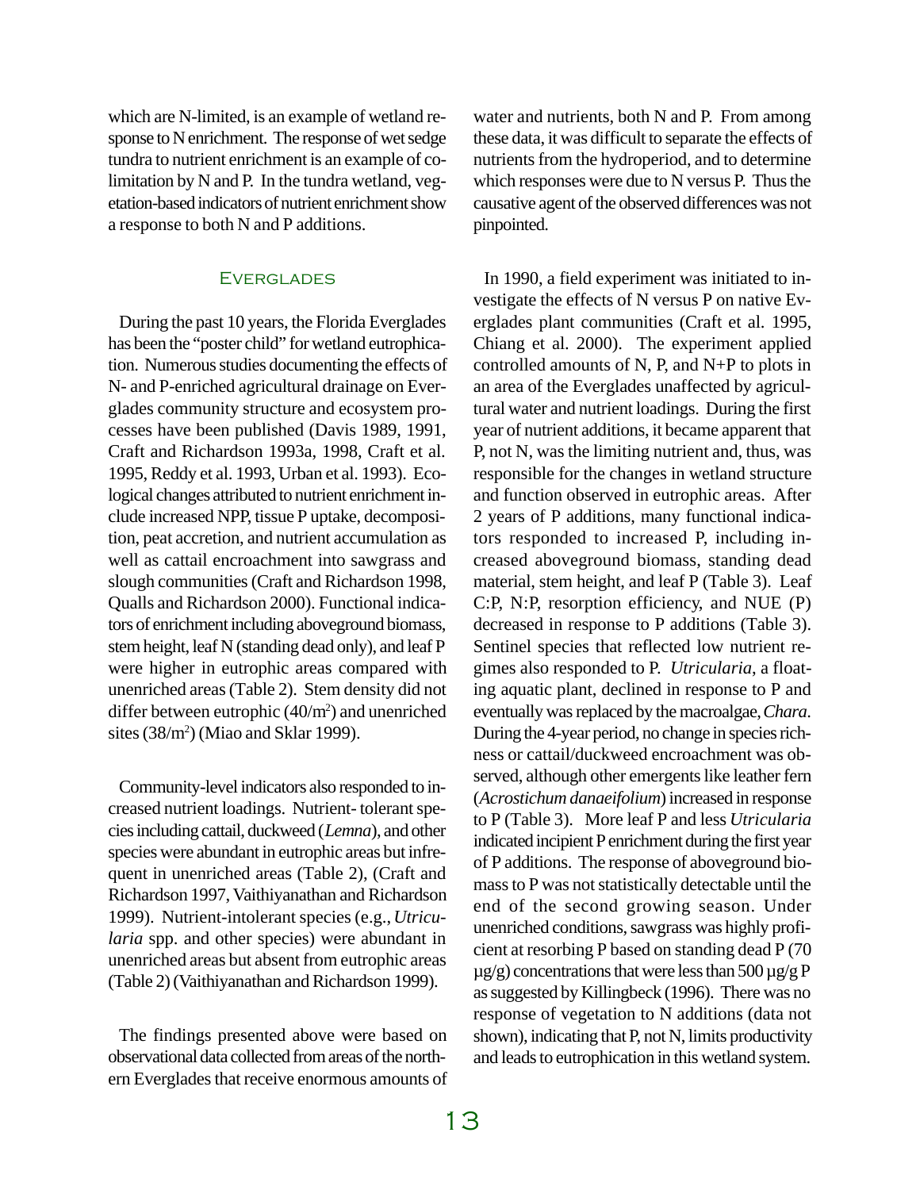which are N-limited, is an example of wetland response to N enrichment. The response of wet sedge tundra to nutrient enrichment is an example of colimitation by N and P. In the tundra wetland, vegetation-based indicators of nutrient enrichment show a response to both N and P additions.

## Everglades

During the past 10 years, the Florida Everglades has been the "poster child" for wetland eutrophication. Numerous studies documenting the effects of N- and P-enriched agricultural drainage on Everglades community structure and ecosystem processes have been published (Davis 1989, 1991, Craft and Richardson 1993a, 1998, Craft et al. 1995, Reddy et al. 1993, Urban et al. 1993). Ecological changes attributed to nutrient enrichment include increased NPP, tissue P uptake, decomposition, peat accretion, and nutrient accumulation as well as cattail encroachment into sawgrass and slough communities (Craft and Richardson 1998, Qualls and Richardson 2000). Functional indicators of enrichment including aboveground biomass, stem height, leaf N (standing dead only), and leaf P were higher in eutrophic areas compared with unenriched areas (Table 2). Stem density did not differ between eutrophic ($40/m^2$) and unenriched sites ($38/m^2$) (Miao and Sklar 1999).

Community-level indicators also responded to increased nutrient loadings. Nutrient- tolerant species including cattail, duckweed (*Lemna*), and other species were abundant in eutrophic areas but infrequent in unenriched areas (Table 2), (Craft and Richardson 1997, Vaithiyanathan and Richardson 1999). Nutrient-intolerant species (e.g., *Utricularia* spp. and other species) were abundant in unenriched areas but absent from eutrophic areas (Table 2) (Vaithiyanathan and Richardson 1999).

The findings presented above were based on observational data collected from areas of the northern Everglades that receive enormous amounts of water and nutrients, both N and P. From among these data, it was difficult to separate the effects of nutrients from the hydroperiod, and to determine which responses were due to N versus P. Thus the causative agent of the observed differences was not pinpointed.

In 1990, a field experiment was initiated to investigate the effects of N versus P on native Everglades plant communities (Craft et al. 1995, Chiang et al. 2000). The experiment applied controlled amounts of N, P, and N+P to plots in an area of the Everglades unaffected by agricultural water and nutrient loadings. During the first year of nutrient additions, it became apparent that P, not N, was the limiting nutrient and, thus, was responsible for the changes in wetland structure and function observed in eutrophic areas. After 2 years of P additions, many functional indicators responded to increased P, including increased aboveground biomass, standing dead material, stem height, and leaf P (Table 3). Leaf C:P, N:P, resorption efficiency, and NUE (P) decreased in response to P additions (Table 3). Sentinel species that reflected low nutrient regimes also responded to P. *Utricularia*, a floating aquatic plant, declined in response to P and eventually was replaced by the macroalgae, *Chara*. During the 4-year period, no change in species richness or cattail/duckweed encroachment was observed, although other emergents like leather fern (*Acrostichum danaeifolium*) increased in response to P (Table 3). More leaf P and less *Utricularia* indicated incipient P enrichment during the first year of P additions. The response of aboveground biomass to P was not statistically detectable until the end of the second growing season. Under unenriched conditions, sawgrass was highly proficient at resorbing P based on standing dead P (70 µg/g) concentrations that were less than 500 µg/g P as suggested by Killingbeck (1996). There was no response of vegetation to N additions (data not shown), indicating that P, not N, limits productivity and leads to eutrophication in this wetland system.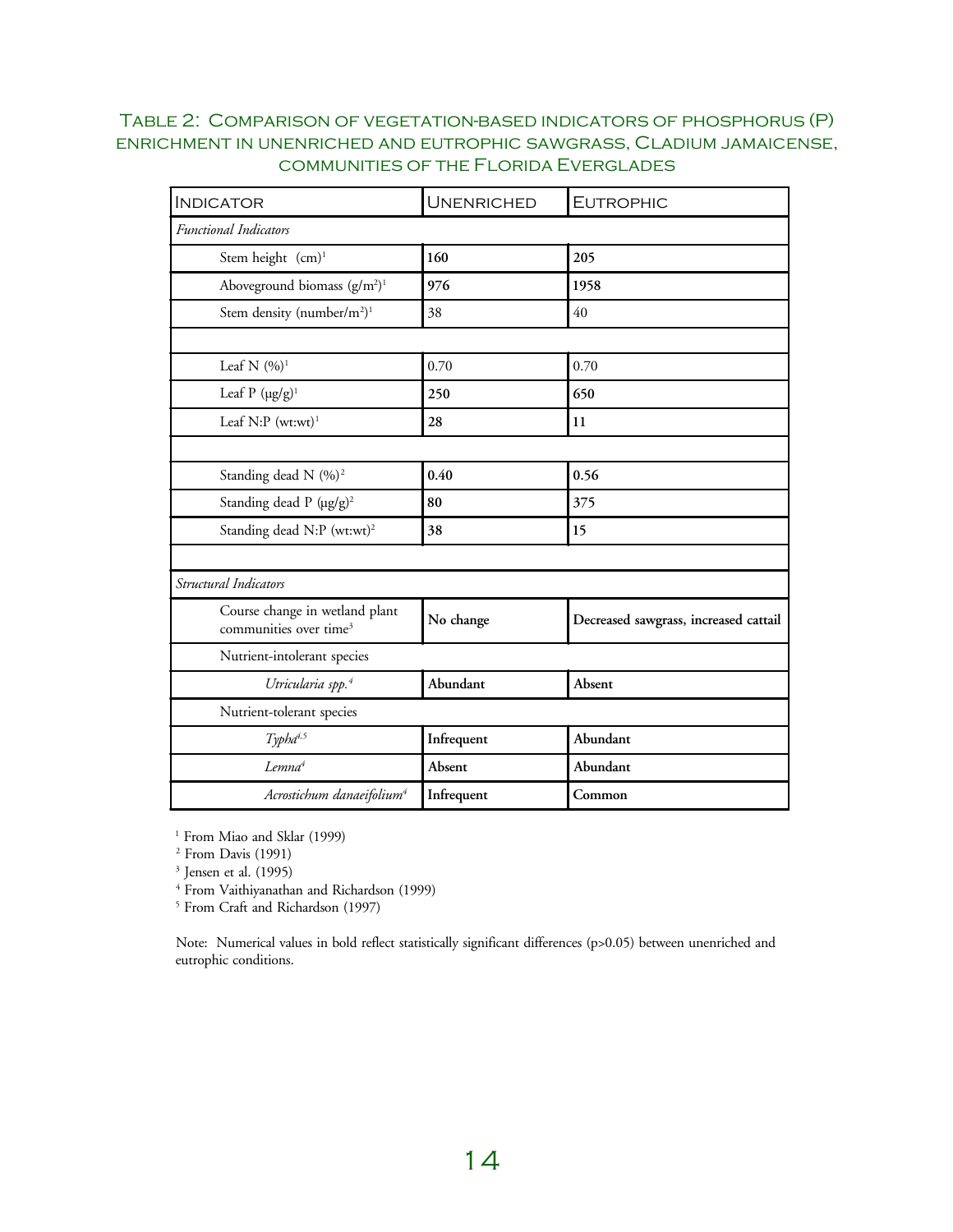Table 2: Comparison of vegetation-based indicators of phosphorus (P) enrichment in unenriched and eutrophic sawgrass, *Cladium jamaicense*, communities of the Florida Everglades

| Indicator | Unenriched | Eutrophic |
|---|---|---|
| *Functional Indicators* | | |
| Stem height (cm)[1] | **160** | **205** |
| Aboveground biomass ($g/m^2$)[1] | **976** | **1958** |
| Stem density ($number/m^2$)[1] | 38 | 40 |
| | | |
| Leaf N (%)[1] | 0.70 | 0.70 |
| Leaf P (μg/g)[1] | **250** | **650** |
| Leaf N:P (wt:wt)[1] | **28** | **11** |
| | | |
| Standing dead N (%)[2] | **0.40** | **0.56** |
| Standing dead P (μg/g)[2] | **80** | **375** |
| Standing dead N:P (wt:wt)[2] | **38** | **15** |
| | | |
| *Structural Indicators* | | |
| Course change in wetland plant communities over time[3] | **No change** | **Decreased sawgrass, increased cattail** |
| Nutrient-intolerant species | | |
| *Utricularia spp.*[4] | **Abundant** | **Absent** |
| Nutrient-tolerant species | | |
| *Typha*[4,5] | **Infrequent** | **Abundant** |
| *Lemna*[4] | **Absent** | **Abundant** |
| *Acrostichum danaeifolium*[4] | **Infrequent** | **Common** |

[1] From Miao and Sklar (1999)
[2] From Davis (1991)
[3] Jensen et al. (1995)
[4] From Vaithiyanathan and Richardson (1999)
[5] From Craft and Richardson (1997)

Note: Numerical values in bold reflect statistically significant differences ($p>0.05$) between unenriched and eutrophic conditions.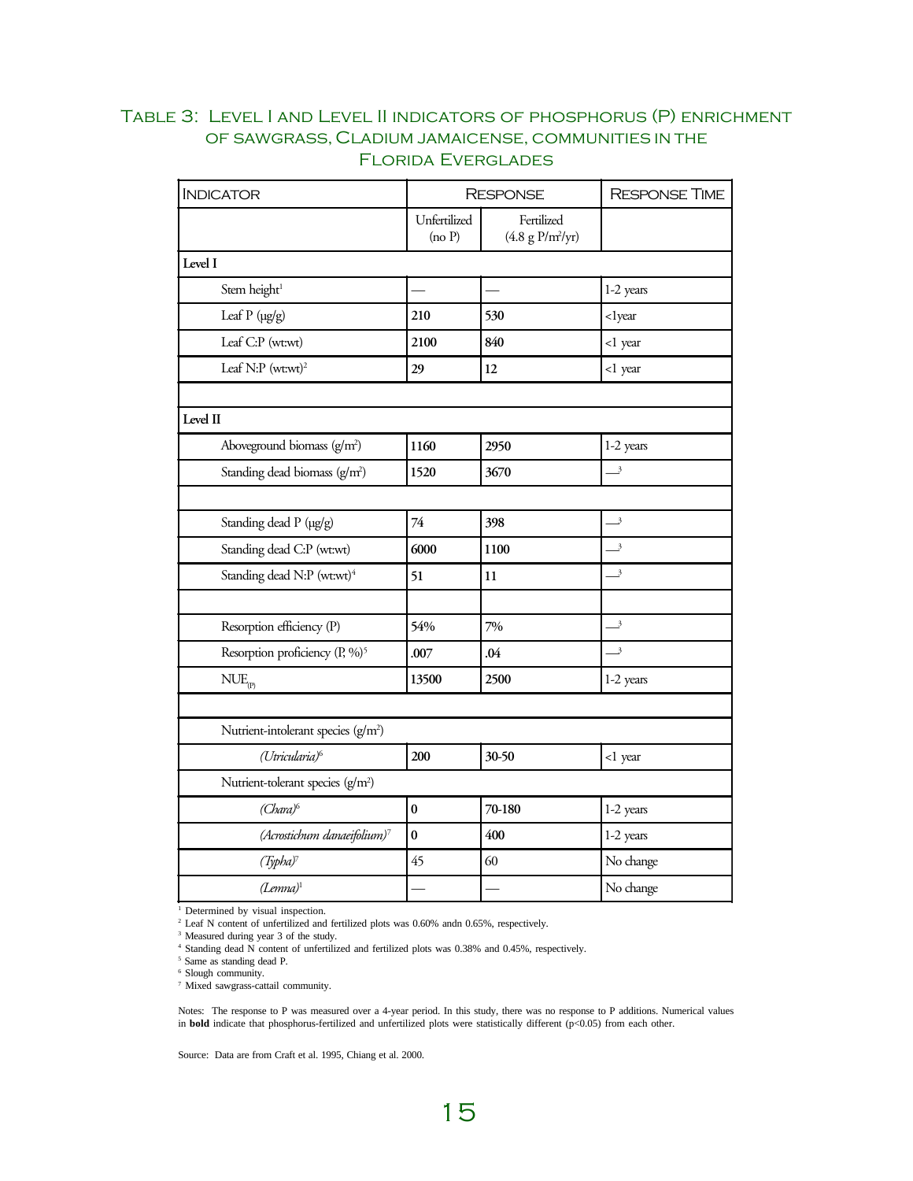## Table 3: Level I and Level II indicators of phosphorus (P) enrichment of sawgrass, *Cladium jamaicense*, communities in the Florida Everglades

| Indicator | Response | | Response Time |
|---|---|---|---|
| | Unfertilized (no P) | Fertilized (4.8 g P/m²/yr) | |
| **Level I** | | | |
| Stem height[1] | — | — | 1-2 years |
| Leaf P (µg/g) | **210** | **530** | <1year |
| Leaf C:P (wt:wt) | **2100** | **840** | <1 year |
| Leaf N:P (wt:wt)[2] | **29** | **12** | <1 year |
| | | | |
| **Level II** | | | |
| Aboveground biomass (g/m²) | **1160** | **2950** | 1-2 years |
| Standing dead biomass (g/m²) | **1520** | **3670** | —[3] |
| | | | |
| Standing dead P (µg/g) | 74 | **398** | —[3] |
| Standing dead C:P (wt:wt) | **6000** | **1100** | —[3] |
| Standing dead N:P (wt:wt)[4] | **51** | **11** | —[3] |
| | | | |
| Resorption efficiency (P) | **54%** | **7%** | —[3] |
| Resorption proficiency (P, %)[5] | **.007** | **.04** | —[3] |
| $NUE_{(P)}$ | **13500** | **2500** | 1-2 years |
| | | | |
| Nutrient-intolerant species (g/m²) | | | |
| *(Utricularia)*[6] | **200** | **30-50** | <1 year |
| Nutrient-tolerant species (g/m²) | | | |
| *(Chara)*[6] | **0** | **70-180** | 1-2 years |
| *(Acrostichum danaeifolium)*[7] | **0** | **400** | 1-2 years |
| *(Typha)*[7] | 45 | 60 | No change |
| *(Lemna)*[1] | — | — | No change |

[1] Determined by visual inspection.
[2] Leaf N content of unfertilized and fertilized plots was 0.60% andn 0.65%, respectively.
[3] Measured during year 3 of the study.
[4] Standing dead N content of unfertilized and fertilized plots was 0.38% and 0.45%, respectively.
[5] Same as standing dead P.
[6] Slough community.
[7] Mixed sawgrass-cattail community.

Notes: The response to P was measured over a 4-year period. In this study, there was no response to P additions. Numerical values in **bold** indicate that phosphorus-fertilized and unfertilized plots were statistically different ($p<0.05$) from each other.

Source: Data are from Craft et al. 1995, Chiang et al. 2000.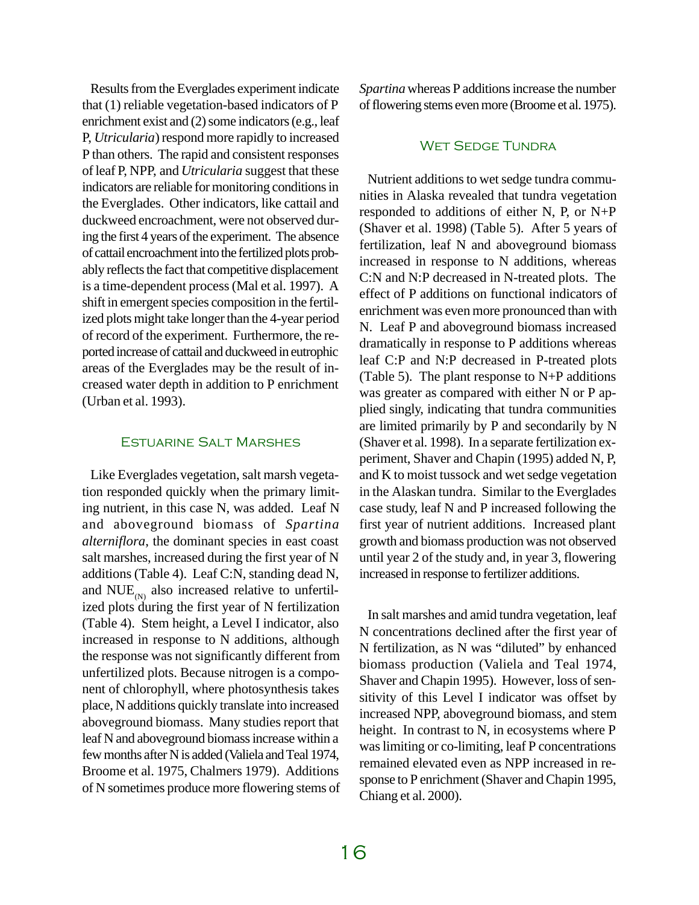Results from the Everglades experiment indicate that (1) reliable vegetation-based indicators of P enrichment exist and (2) some indicators (e.g., leaf P, *Utricularia*) respond more rapidly to increased P than others. The rapid and consistent responses of leaf P, NPP, and *Utricularia* suggest that these indicators are reliable for monitoring conditions in the Everglades. Other indicators, like cattail and duckweed encroachment, were not observed during the first 4 years of the experiment. The absence of cattail encroachment into the fertilized plots probably reflects the fact that competitive displacement is a time-dependent process (Mal et al. 1997). A shift in emergent species composition in the fertilized plots might take longer than the 4-year period of record of the experiment. Furthermore, the reported increase of cattail and duckweed in eutrophic areas of the Everglades may be the result of increased water depth in addition to P enrichment (Urban et al. 1993).

## Estuarine Salt Marshes

Like Everglades vegetation, salt marsh vegetation responded quickly when the primary limiting nutrient, in this case N, was added. Leaf N and aboveground biomass of *Spartina alterniflora*, the dominant species in east coast salt marshes, increased during the first year of N additions (Table 4). Leaf C:N, standing dead N, and $NUE_{(N)}$ also increased relative to unfertilized plots during the first year of N fertilization (Table 4). Stem height, a Level I indicator, also increased in response to N additions, although the response was not significantly different from unfertilized plots. Because nitrogen is a component of chlorophyll, where photosynthesis takes place, N additions quickly translate into increased aboveground biomass. Many studies report that leaf N and aboveground biomass increase within a few months after N is added (Valiela and Teal 1974, Broome et al. 1975, Chalmers 1979). Additions of N sometimes produce more flowering stems of *Spartina* whereas P additions increase the number of flowering stems even more (Broome et al. 1975).

## Wet Sedge Tundra

Nutrient additions to wet sedge tundra communities in Alaska revealed that tundra vegetation responded to additions of either N, P, or N+P (Shaver et al. 1998) (Table 5). After 5 years of fertilization, leaf N and aboveground biomass increased in response to N additions, whereas C:N and N:P decreased in N-treated plots. The effect of P additions on functional indicators of enrichment was even more pronounced than with N. Leaf P and aboveground biomass increased dramatically in response to P additions whereas leaf C:P and N:P decreased in P-treated plots (Table 5). The plant response to N+P additions was greater as compared with either N or P applied singly, indicating that tundra communities are limited primarily by P and secondarily by N (Shaver et al. 1998). In a separate fertilization experiment, Shaver and Chapin (1995) added N, P, and K to moist tussock and wet sedge vegetation in the Alaskan tundra. Similar to the Everglades case study, leaf N and P increased following the first year of nutrient additions. Increased plant growth and biomass production was not observed until year 2 of the study and, in year 3, flowering increased in response to fertilizer additions.

In salt marshes and amid tundra vegetation, leaf N concentrations declined after the first year of N fertilization, as N was "diluted" by enhanced biomass production (Valiela and Teal 1974, Shaver and Chapin 1995). However, loss of sensitivity of this Level I indicator was offset by increased NPP, aboveground biomass, and stem height. In contrast to N, in ecosystems where P was limiting or co-limiting, leaf P concentrations remained elevated even as NPP increased in response to P enrichment (Shaver and Chapin 1995, Chiang et al. 2000).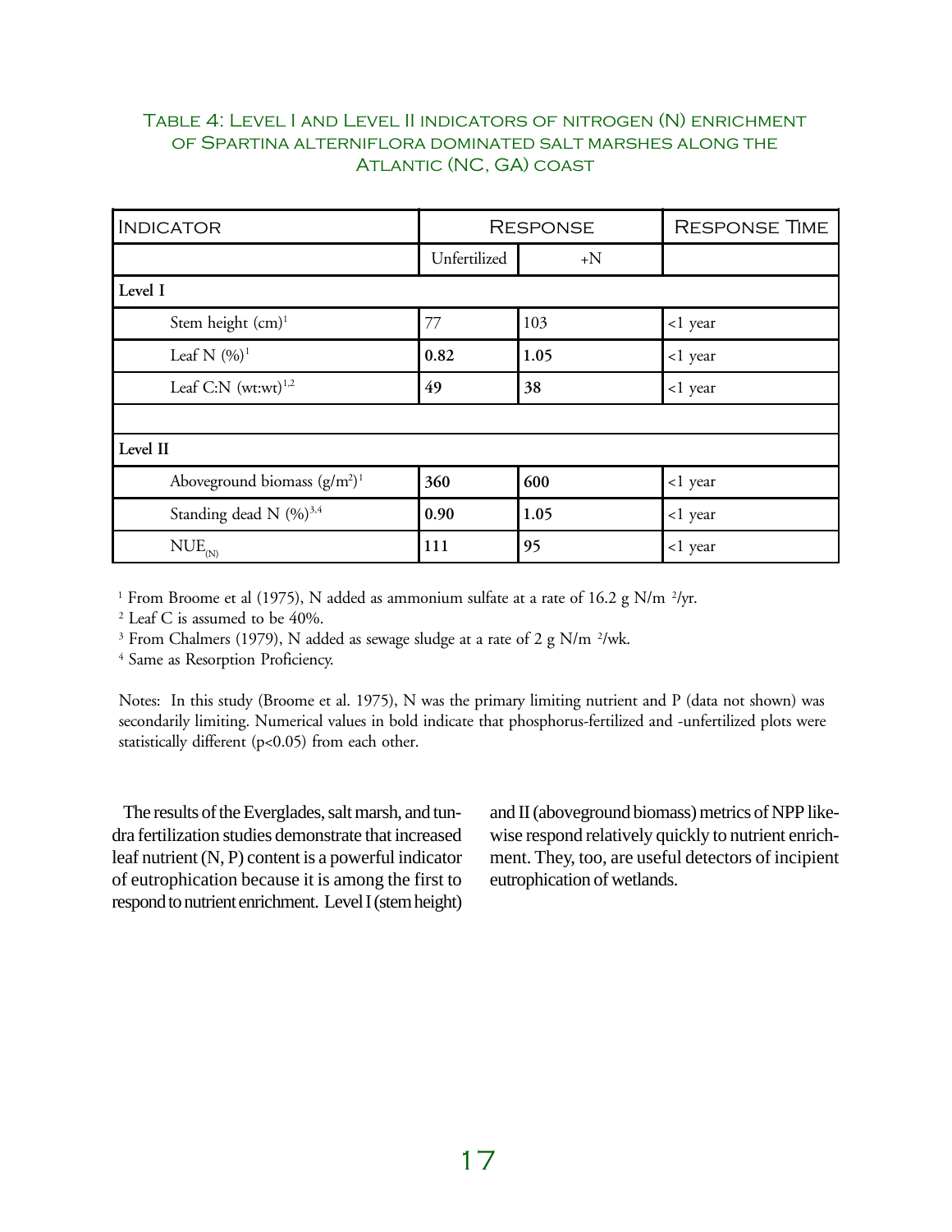Table 4: Level I and Level II indicators of nitrogen (N) enrichment of Spartina alterniflora dominated salt marshes along the Atlantic (NC, GA) coast

| Indicator | Response | | Response Time |
|---|---|---|---|
| | Unfertilized | +N | |
| **Level I** | | | |
| Stem height (cm)[1] | 77 | 103 | <1 year |
| Leaf N (%)[1] | **0.82** | **1.05** | <1 year |
| Leaf C:N (wt:wt)[1,2] | **49** | **38** | <1 year |
| | | | |
| **Level II** | | | |
| Aboveground biomass ($g/m^2$)[1] | **360** | **600** | <1 year |
| Standing dead N (%)[3,4] | **0.90** | **1.05** | <1 year |
| $NUE_{(N)}$ | **111** | **95** | <1 year |

[1] From Broome et al (1975), N added as ammonium sulfate at a rate of 16.2 g N/m $^2$/yr.

[2] Leaf C is assumed to be 40%.

[3] From Chalmers (1979), N added as sewage sludge at a rate of 2 g N/m $^2$/wk.

[4] Same as Resorption Proficiency.

Notes: In this study (Broome et al. 1975), N was the primary limiting nutrient and P (data not shown) was secondarily limiting. Numerical values in bold indicate that phosphorus-fertilized and -unfertilized plots were statistically different ($p<0.05$) from each other.

The results of the Everglades, salt marsh, and tundra fertilization studies demonstrate that increased leaf nutrient (N, P) content is a powerful indicator of eutrophication because it is among the first to respond to nutrient enrichment. Level I (stem height) and II (aboveground biomass) metrics of NPP likewise respond relatively quickly to nutrient enrichment. They, too, are useful detectors of incipient eutrophication of wetlands.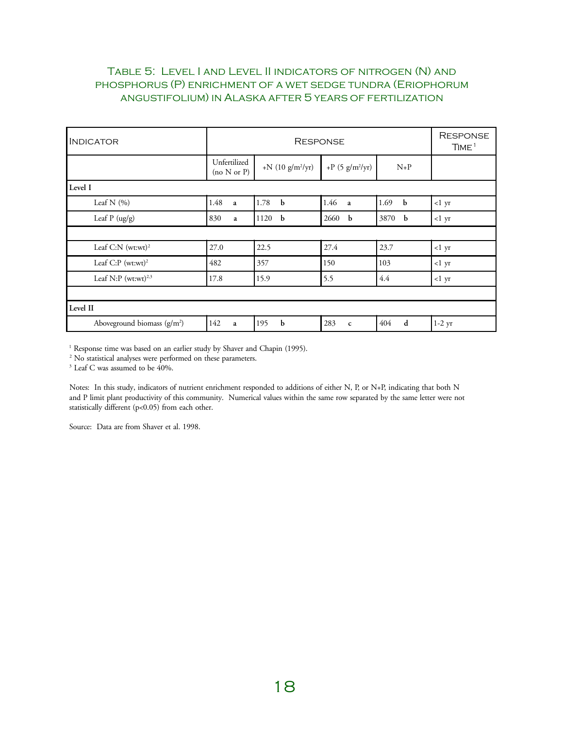### Table 5: Level I and Level II indicators of nitrogen (N) and phosphorus (P) enrichment of a wet sedge tundra (Eriophorum angustifolium) in Alaska after 5 years of fertilization

| Indicator | Response | | | | Response Time[1] |
|---|---|---|---|---|---|
| | Unfertilized (no N or P) | +N (10 $g/m^2/yr$) | +P (5 $g/m^2/yr$) | N+P | |
| **Level I** | | | | | |
| Leaf N (%) | 1.48 **a** | 1.78 **b** | 1.46 **a** | 1.69 **b** | <1 yr |
| Leaf P (ug/g) | 830 **a** | 1120 **b** | 2660 **b** | 3870 **b** | <1 yr |
| | | | | | |
| Leaf C:N (wt:wt)[2] | 27.0 | 22.5 | 27.4 | 23.7 | <1 yr |
| Leaf C:P (wt:wt)[2] | 482 | 357 | 150 | 103 | <1 yr |
| Leaf N:P (wt:wt)[2,3] | 17.8 | 15.9 | 5.5 | 4.4 | <1 yr |
| | | | | | |
| **Level II** | | | | | |
| Aboveground biomass ($g/m^2$) | 142 **a** | 195 **b** | 283 **c** | 404 **d** | 1-2 yr |

[1] Response time was based on an earlier study by Shaver and Chapin (1995).
[2] No statistical analyses were performed on these parameters.
[3] Leaf C was assumed to be 40%.

Notes: In this study, indicators of nutrient enrichment responded to additions of either N, P, or N+P, indicating that both N and P limit plant productivity of this community. Numerical values within the same row separated by the same letter were not statistically different ($p<0.05$) from each other.

Source: Data are from Shaver et al. 1998.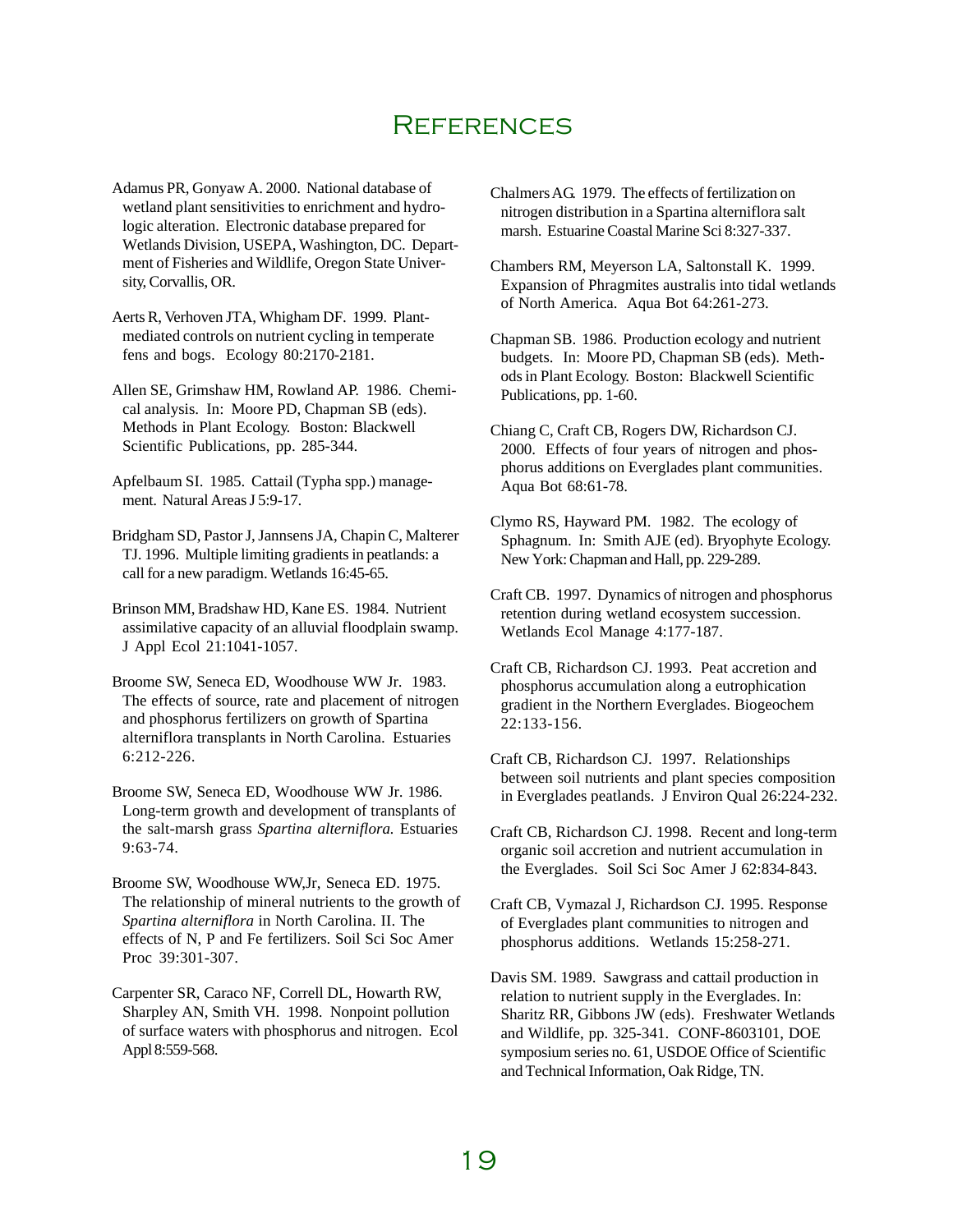# References

Adamus PR, Gonyaw A. 2000. National database of wetland plant sensitivities to enrichment and hydrologic alteration. Electronic database prepared for Wetlands Division, USEPA, Washington, DC. Department of Fisheries and Wildlife, Oregon State University, Corvallis, OR.

Aerts R, Verhoven JTA, Whigham DF. 1999. Plant-mediated controls on nutrient cycling in temperate fens and bogs. Ecology 80:2170-2181.

Allen SE, Grimshaw HM, Rowland AP. 1986. Chemical analysis. In: Moore PD, Chapman SB (eds). Methods in Plant Ecology. Boston: Blackwell Scientific Publications, pp. 285-344.

Apfelbaum SI. 1985. Cattail (Typha spp.) management. Natural Areas J 5:9-17.

Bridgham SD, Pastor J, Jannsens JA, Chapin C, Malterer TJ. 1996. Multiple limiting gradients in peatlands: a call for a new paradigm. Wetlands 16:45-65.

Brinson MM, Bradshaw HD, Kane ES. 1984. Nutrient assimilative capacity of an alluvial floodplain swamp. J Appl Ecol 21:1041-1057.

Broome SW, Seneca ED, Woodhouse WW Jr. 1983. The effects of source, rate and placement of nitrogen and phosphorus fertilizers on growth of Spartina alterniflora transplants in North Carolina. Estuaries 6:212-226.

Broome SW, Seneca ED, Woodhouse WW Jr. 1986. Long-term growth and development of transplants of the salt-marsh grass *Spartina alterniflora.* Estuaries 9:63-74.

Broome SW, Woodhouse WW,Jr, Seneca ED. 1975. The relationship of mineral nutrients to the growth of *Spartina alterniflora* in North Carolina. II. The effects of N, P and Fe fertilizers. Soil Sci Soc Amer Proc 39:301-307.

Carpenter SR, Caraco NF, Correll DL, Howarth RW, Sharpley AN, Smith VH. 1998. Nonpoint pollution of surface waters with phosphorus and nitrogen. Ecol Appl 8:559-568.

Chalmers AG. 1979. The effects of fertilization on nitrogen distribution in a Spartina alterniflora salt marsh. Estuarine Coastal Marine Sci 8:327-337.

Chambers RM, Meyerson LA, Saltonstall K. 1999. Expansion of Phragmites australis into tidal wetlands of North America. Aqua Bot 64:261-273.

Chapman SB. 1986. Production ecology and nutrient budgets. In: Moore PD, Chapman SB (eds). Methods in Plant Ecology. Boston: Blackwell Scientific Publications, pp. 1-60.

Chiang C, Craft CB, Rogers DW, Richardson CJ. 2000. Effects of four years of nitrogen and phosphorus additions on Everglades plant communities. Aqua Bot 68:61-78.

Clymo RS, Hayward PM. 1982. The ecology of Sphagnum. In: Smith AJE (ed). Bryophyte Ecology. New York: Chapman and Hall, pp. 229-289.

Craft CB. 1997. Dynamics of nitrogen and phosphorus retention during wetland ecosystem succession. Wetlands Ecol Manage 4:177-187.

Craft CB, Richardson CJ. 1993. Peat accretion and phosphorus accumulation along a eutrophication gradient in the Northern Everglades. Biogeochem 22:133-156.

Craft CB, Richardson CJ. 1997. Relationships between soil nutrients and plant species composition in Everglades peatlands. J Environ Qual 26:224-232.

Craft CB, Richardson CJ. 1998. Recent and long-term organic soil accretion and nutrient accumulation in the Everglades. Soil Sci Soc Amer J 62:834-843.

Craft CB, Vymazal J, Richardson CJ. 1995. Response of Everglades plant communities to nitrogen and phosphorus additions. Wetlands 15:258-271.

Davis SM. 1989. Sawgrass and cattail production in relation to nutrient supply in the Everglades. In: Sharitz RR, Gibbons JW (eds). Freshwater Wetlands and Wildlife, pp. 325-341. CONF-8603101, DOE symposium series no. 61, USDOE Office of Scientific and Technical Information, Oak Ridge, TN.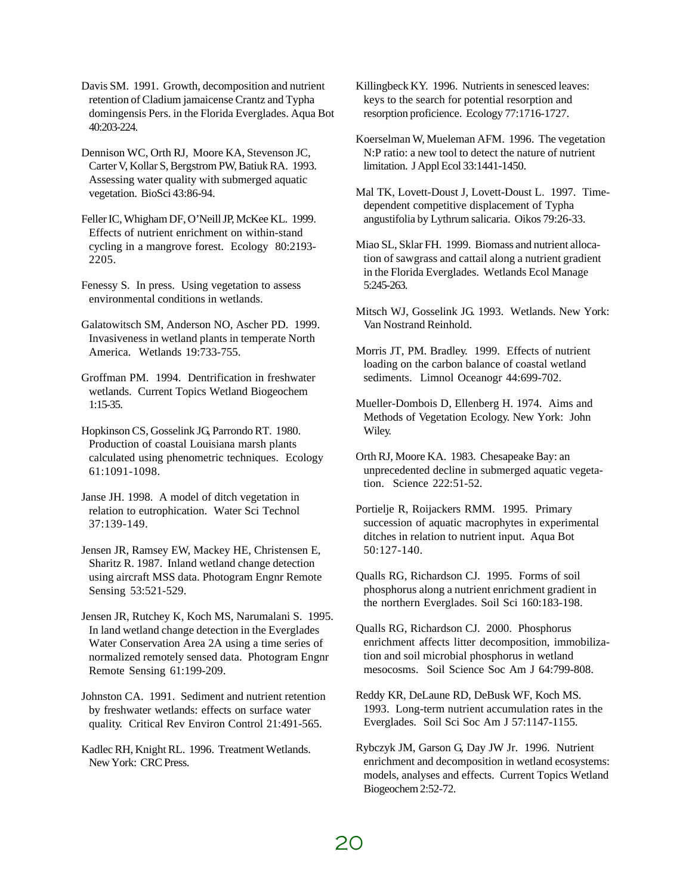Davis SM. 1991. Growth, decomposition and nutrient retention of Cladium jamaicense Crantz and Typha domingensis Pers. in the Florida Everglades. Aqua Bot 40:203-224.

Dennison WC, Orth RJ, Moore KA, Stevenson JC, Carter V, Kollar S, Bergstrom PW, Batiuk RA. 1993. Assessing water quality with submerged aquatic vegetation. BioSci 43:86-94.

Feller IC, Whigham DF, O'Neill JP, McKee KL. 1999. Effects of nutrient enrichment on within-stand cycling in a mangrove forest. Ecology 80:2193-2205.

Fenessy S. In press. Using vegetation to assess environmental conditions in wetlands.

Galatowitsch SM, Anderson NO, Ascher PD. 1999. Invasiveness in wetland plants in temperate North America. Wetlands 19:733-755.

Groffman PM. 1994. Dentrification in freshwater wetlands. Current Topics Wetland Biogeochem 1:15-35.

Hopkinson CS, Gosselink JG, Parrondo RT. 1980. Production of coastal Louisiana marsh plants calculated using phenometric techniques. Ecology 61:1091-1098.

Janse JH. 1998. A model of ditch vegetation in relation to eutrophication. Water Sci Technol 37:139-149.

Jensen JR, Ramsey EW, Mackey HE, Christensen E, Sharitz R. 1987. Inland wetland change detection using aircraft MSS data. Photogram Engnr Remote Sensing 53:521-529.

Jensen JR, Rutchey K, Koch MS, Narumalani S. 1995. In land wetland change detection in the Everglades Water Conservation Area 2A using a time series of normalized remotely sensed data. Photogram Engnr Remote Sensing 61:199-209.

Johnston CA. 1991. Sediment and nutrient retention by freshwater wetlands: effects on surface water quality. Critical Rev Environ Control 21:491-565.

Kadlec RH, Knight RL. 1996. Treatment Wetlands. New York: CRC Press.

Killingbeck KY. 1996. Nutrients in senesced leaves: keys to the search for potential resorption and resorption proficience. Ecology 77:1716-1727.

Koerselman W, Mueleman AFM. 1996. The vegetation N:P ratio: a new tool to detect the nature of nutrient limitation. J Appl Ecol 33:1441-1450.

Mal TK, Lovett-Doust J, Lovett-Doust L. 1997. Time-dependent competitive displacement of Typha angustifolia by Lythrum salicaria. Oikos 79:26-33.

Miao SL, Sklar FH. 1999. Biomass and nutrient allocation of sawgrass and cattail along a nutrient gradient in the Florida Everglades. Wetlands Ecol Manage 5:245-263.

Mitsch WJ, Gosselink JG. 1993. Wetlands. New York: Van Nostrand Reinhold.

Morris JT, PM. Bradley. 1999. Effects of nutrient loading on the carbon balance of coastal wetland sediments. Limnol Oceanogr 44:699-702.

Mueller-Dombois D, Ellenberg H. 1974. Aims and Methods of Vegetation Ecology. New York: John Wiley.

Orth RJ, Moore KA. 1983. Chesapeake Bay: an unprecedented decline in submerged aquatic vegetation. Science 222:51-52.

Portielje R, Roijackers RMM. 1995. Primary succession of aquatic macrophytes in experimental ditches in relation to nutrient input. Aqua Bot 50:127-140.

Qualls RG, Richardson CJ. 1995. Forms of soil phosphorus along a nutrient enrichment gradient in the northern Everglades. Soil Sci 160:183-198.

Qualls RG, Richardson CJ. 2000. Phosphorus enrichment affects litter decomposition, immobilization and soil microbial phosphorus in wetland mesocosms. Soil Science Soc Am J 64:799-808.

Reddy KR, DeLaune RD, DeBusk WF, Koch MS. 1993. Long-term nutrient accumulation rates in the Everglades. Soil Sci Soc Am J 57:1147-1155.

Rybczyk JM, Garson G, Day JW Jr. 1996. Nutrient enrichment and decomposition in wetland ecosystems: models, analyses and effects. Current Topics Wetland Biogeochem 2:52-72.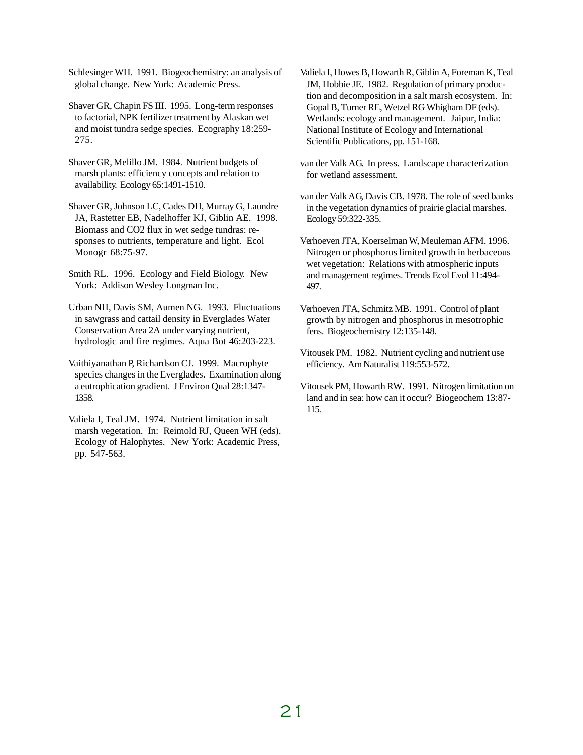Schlesinger WH. 1991. Biogeochemistry: an analysis of global change. New York: Academic Press.

Shaver GR, Chapin FS III. 1995. Long-term responses to factorial, NPK fertilizer treatment by Alaskan wet and moist tundra sedge species. Ecography 18:259-275.

Shaver GR, Melillo JM. 1984. Nutrient budgets of marsh plants: efficiency concepts and relation to availability. Ecology 65:1491-1510.

Shaver GR, Johnson LC, Cades DH, Murray G, Laundre JA, Rastetter EB, Nadelhoffer KJ, Giblin AE. 1998. Biomass and CO2 flux in wet sedge tundras: responses to nutrients, temperature and light. Ecol Monogr 68:75-97.

Smith RL. 1996. Ecology and Field Biology. New York: Addison Wesley Longman Inc.

Urban NH, Davis SM, Aumen NG. 1993. Fluctuations in sawgrass and cattail density in Everglades Water Conservation Area 2A under varying nutrient, hydrologic and fire regimes. Aqua Bot 46:203-223.

Vaithiyanathan P, Richardson CJ. 1999. Macrophyte species changes in the Everglades. Examination along a eutrophication gradient. J Environ Qual 28:1347-1358.

Valiela I, Teal JM. 1974. Nutrient limitation in salt marsh vegetation. In: Reimold RJ, Queen WH (eds). Ecology of Halophytes. New York: Academic Press, pp. 547-563.

Valiela I, Howes B, Howarth R, Giblin A, Foreman K, Teal JM, Hobbie JE. 1982. Regulation of primary production and decomposition in a salt marsh ecosystem. In: Gopal B, Turner RE, Wetzel RG Whigham DF (eds). Wetlands: ecology and management. Jaipur, India: National Institute of Ecology and International Scientific Publications, pp. 151-168.

van der Valk AG. In press. Landscape characterization for wetland assessment.

van der Valk AG, Davis CB. 1978. The role of seed banks in the vegetation dynamics of prairie glacial marshes. Ecology 59:322-335.

Verhoeven JTA, Koerselman W, Meuleman AFM. 1996. Nitrogen or phosphorus limited growth in herbaceous wet vegetation: Relations with atmospheric inputs and management regimes. Trends Ecol Evol 11:494-497.

Verhoeven JTA, Schmitz MB. 1991. Control of plant growth by nitrogen and phosphorus in mesotrophic fens. Biogeochemistry 12:135-148.

Vitousek PM. 1982. Nutrient cycling and nutrient use efficiency. Am Naturalist 119:553-572.

Vitousek PM, Howarth RW. 1991. Nitrogen limitation on land and in sea: how can it occur? Biogeochem 13:87-115.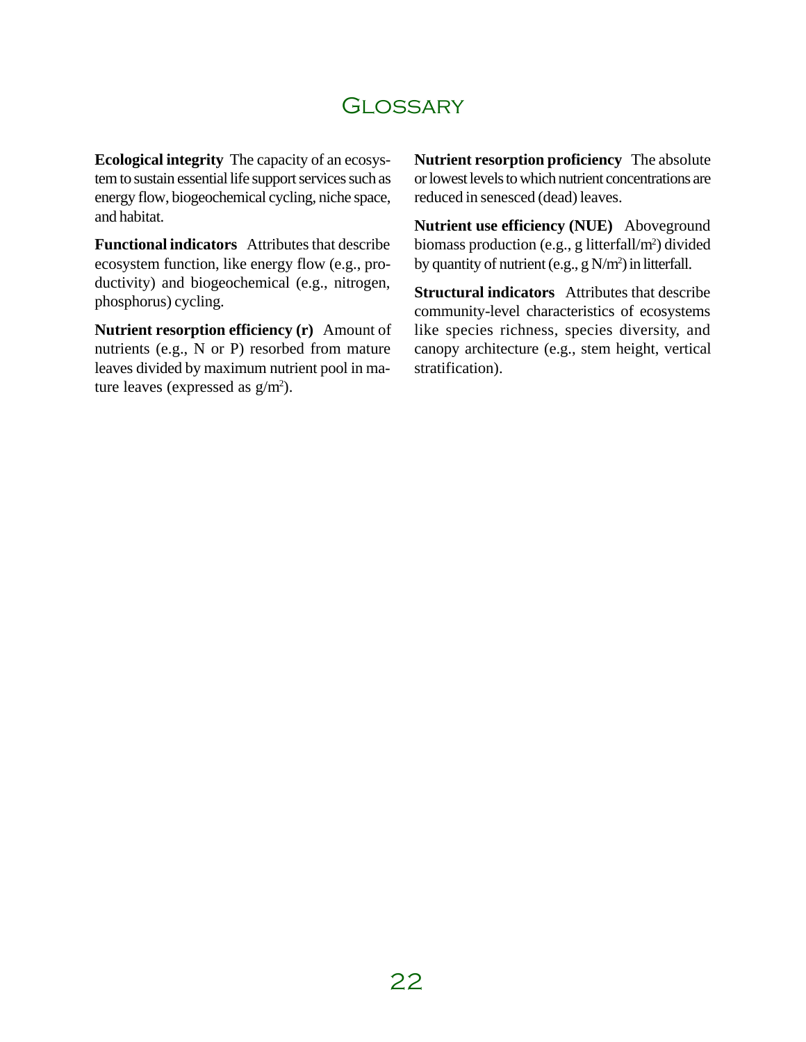# Glossary

**Ecological integrity** The capacity of an ecosystem to sustain essential life support services such as energy flow, biogeochemical cycling, niche space, and habitat.

**Functional indicators** Attributes that describe ecosystem function, like energy flow (e.g., productivity) and biogeochemical (e.g., nitrogen, phosphorus) cycling.

**Nutrient resorption efficiency (r)** Amount of nutrients (e.g., N or P) resorbed from mature leaves divided by maximum nutrient pool in mature leaves (expressed as $g/m^2$).

**Nutrient resorption proficiency** The absolute or lowest levels to which nutrient concentrations are reduced in senesced (dead) leaves.

**Nutrient use efficiency (NUE)** Aboveground biomass production (e.g., g litterfall/$m^2$) divided by quantity of nutrient (e.g., g N/$m^2$) in litterfall.

**Structural indicators** Attributes that describe community-level characteristics of ecosystems like species richness, species diversity, and canopy architecture (e.g., stem height, vertical stratification).